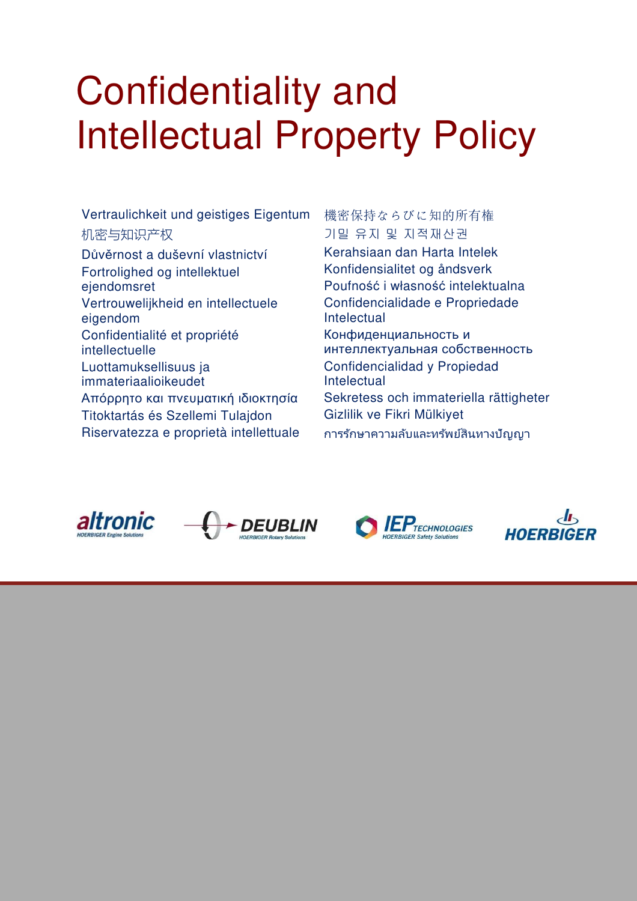# Confidentiality and Intellectual Property Policy

Vertraulichkeit und geistiges Eigentum

机密与知识产权

Důvěrnost a duševní vlastnictví

Fortrolighed og intellektuel ejendomsret

Vertrouwelijkheid en intellectuele eigendom

Confidentialité et propriété intellectuelle

Luottamuksellisuus ja immateriaalioikeudet

Απόρρητο και πνευματική ιδιοκτησία

Titoktartás és Szellemi Tulajdon

Riservatezza e proprietà intellettuale

機密保持ならびに知的所有権

기밀 유지 및 지적재산권

Kerahsiaan dan Harta Intelek

Konfidensialitet og åndsverk

Poufność i własność intelektualna

Confidencialidade e Propriedade Intelectual

Конфиденциальность и интеллектуальная собственность

Confidencialidad y Propiedad Intelectual

Sekretess och immateriella rättigheter

Gizlilik ve Fikri Mülkiyet

การรักษาความลับและทรัพย์สินทางปัญญา

altronic HOERBIGER Engine Solutions

DEUBLIN HOERBIGER Rotary Solutions

IEP TECHNOLOGIES HOERBIGER Safety Solutions

HOERBIGER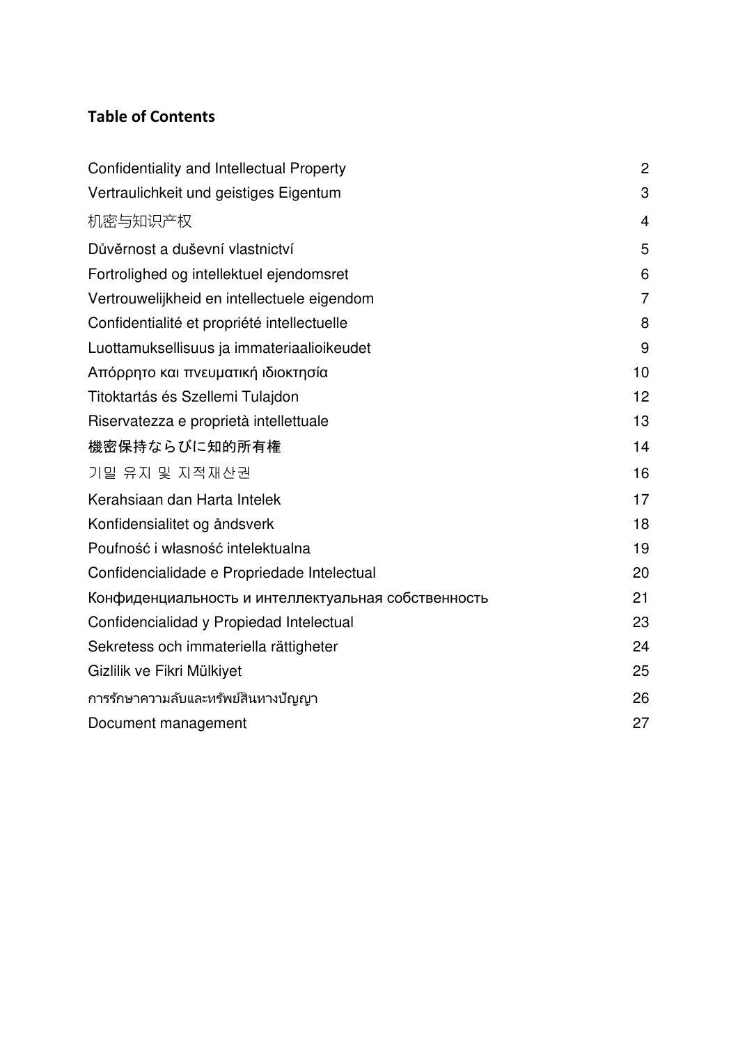## Table of Contents

| | |
|---|---|
| Confidentiality and Intellectual Property | 2 |
| Vertraulichkeit und geistiges Eigentum | 3 |
| 机密与知识产权 | 4 |
| Důvěrnost a duševní vlastnictví | 5 |
| Fortrolighed og intellektuel ejendomsret | 6 |
| Vertrouwelijkheid en intellectuele eigendom | 7 |
| Confidentialité et propriété intellectuelle | 8 |
| Luottamuksellisuus ja immateriaalioikeudet | 9 |
| Απόρρητο και πνευματική ιδιοκτησία | 10 |
| Titoktartás és Szellemi Tulajdon | 12 |
| Riservatezza e proprietà intellettuale | 13 |
| 機密保持ならびに知的所有権 | 14 |
| 기밀 유지 및 지적재산권 | 16 |
| Kerahsiaan dan Harta Intelek | 17 |
| Konfidensialitet og åndsverk | 18 |
| Poufność i własność intelektualna | 19 |
| Confidencialidade e Propriedade Intelectual | 20 |
| Конфиденциальность и интеллектуальная собственность | 21 |
| Confidencialidad y Propiedad Intelectual | 23 |
| Sekretess och immateriella rättigheter | 24 |
| Gizlilik ve Fikri Mülkiyet | 25 |
| การรักษาความลับและทรัพย์สินทางปัญญา | 26 |
| Document management | 27 |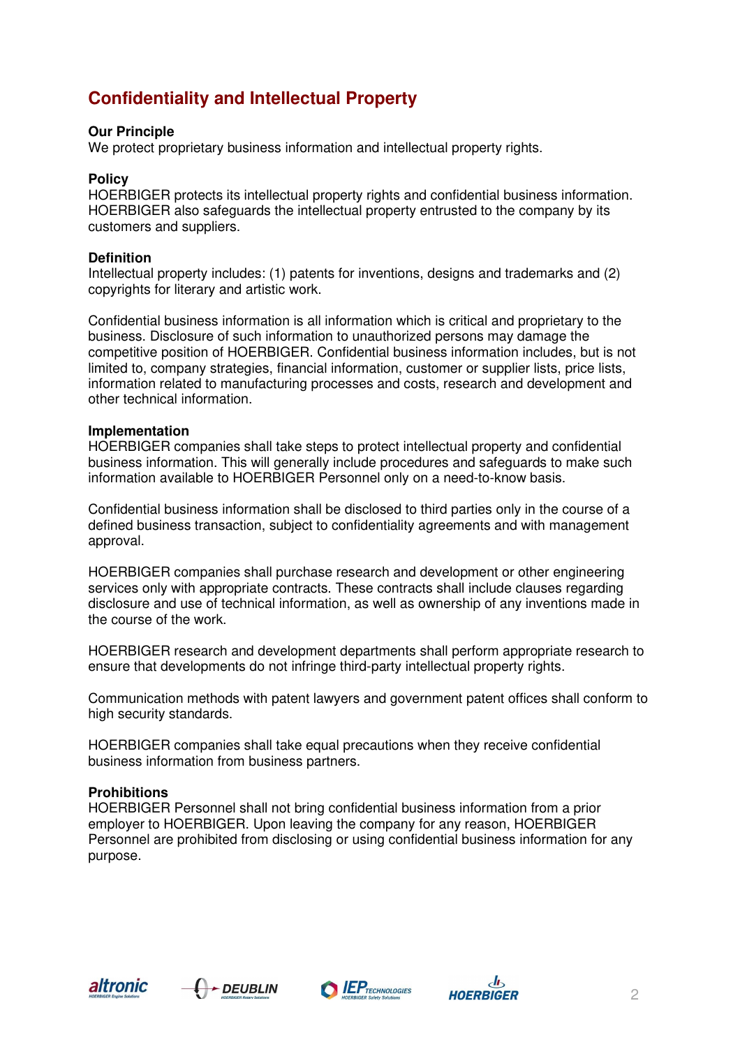# Confidentiality and Intellectual Property

**Our Principle**
We protect proprietary business information and intellectual property rights.

**Policy**
HOERBIGER protects its intellectual property rights and confidential business information. HOERBIGER also safeguards the intellectual property entrusted to the company by its customers and suppliers.

**Definition**
Intellectual property includes: (1) patents for inventions, designs and trademarks and (2) copyrights for literary and artistic work.

Confidential business information is all information which is critical and proprietary to the business. Disclosure of such information to unauthorized persons may damage the competitive position of HOERBIGER. Confidential business information includes, but is not limited to, company strategies, financial information, customer or supplier lists, price lists, information related to manufacturing processes and costs, research and development and other technical information.

**Implementation**
HOERBIGER companies shall take steps to protect intellectual property and confidential business information. This will generally include procedures and safeguards to make such information available to HOERBIGER Personnel only on a need-to-know basis.

Confidential business information shall be disclosed to third parties only in the course of a defined business transaction, subject to confidentiality agreements and with management approval.

HOERBIGER companies shall purchase research and development or other engineering services only with appropriate contracts. These contracts shall include clauses regarding disclosure and use of technical information, as well as ownership of any inventions made in the course of the work.

HOERBIGER research and development departments shall perform appropriate research to ensure that developments do not infringe third-party intellectual property rights.

Communication methods with patent lawyers and government patent offices shall conform to high security standards.

HOERBIGER companies shall take equal precautions when they receive confidential business information from business partners.

**Prohibitions**
HOERBIGER Personnel shall not bring confidential business information from a prior employer to HOERBIGER. Upon leaving the company for any reason, HOERBIGER Personnel are prohibited from disclosing or using confidential business information for any purpose.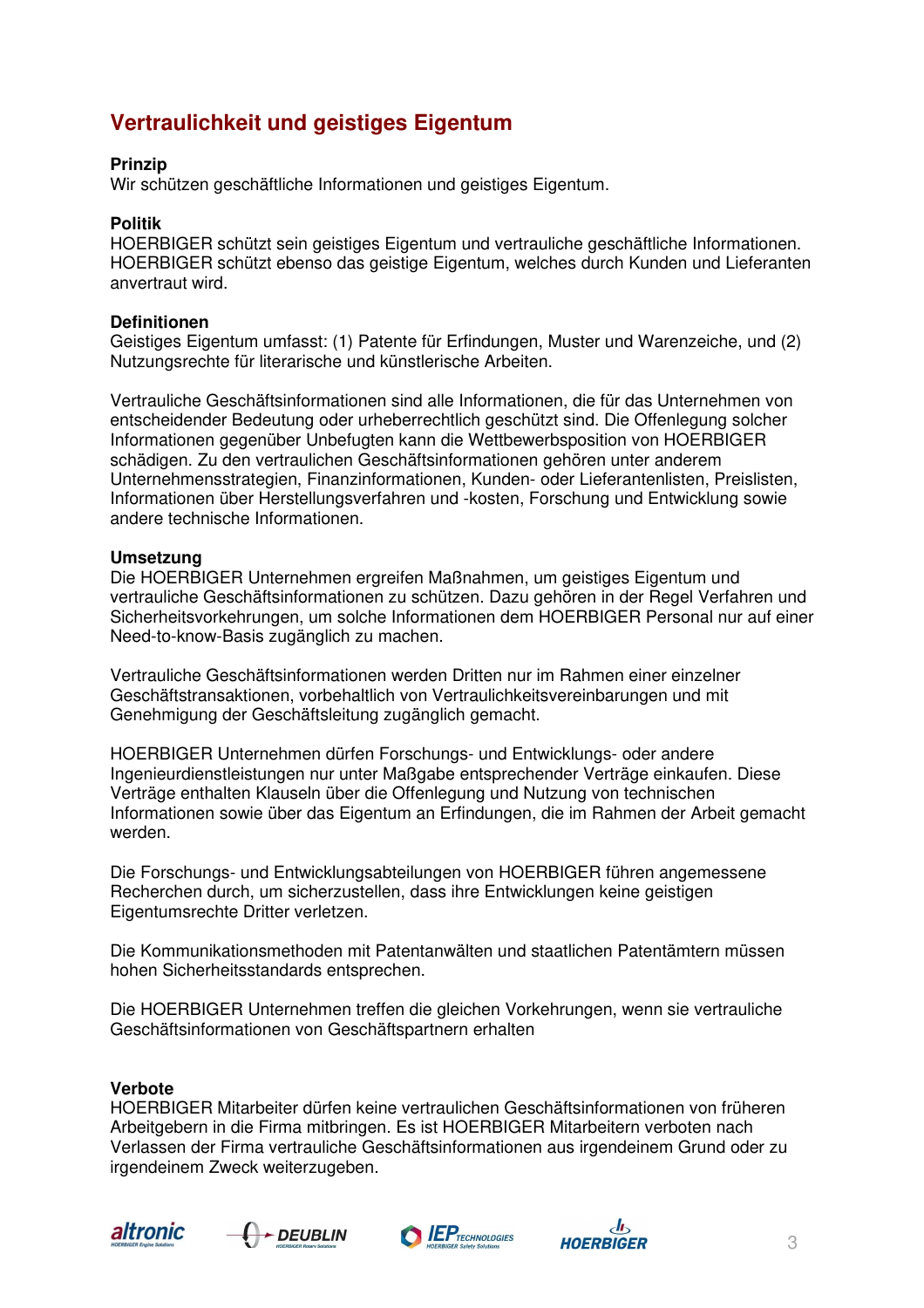## Vertraulichkeit und geistiges Eigentum

**Prinzip**
Wir schützen geschäftliche Informationen und geistiges Eigentum.

**Politik**
HOERBIGER schützt sein geistiges Eigentum und vertrauliche geschäftliche Informationen. HOERBIGER schützt ebenso das geistige Eigentum, welches durch Kunden und Lieferanten anvertraut wird.

**Definitionen**
Geistiges Eigentum umfasst: (1) Patente für Erfindungen, Muster und Warenzeiche, und (2) Nutzungsrechte für literarische und künstlerische Arbeiten.

Vertrauliche Geschäftsinformationen sind alle Informationen, die für das Unternehmen von entscheidender Bedeutung oder urheberrechtlich geschützt sind. Die Offenlegung solcher Informationen gegenüber Unbefugten kann die Wettbewerbsposition von HOERBIGER schädigen. Zu den vertraulichen Geschäftsinformationen gehören unter anderem Unternehmensstrategien, Finanzinformationen, Kunden- oder Lieferantenlisten, Preislisten, Informationen über Herstellungsverfahren und -kosten, Forschung und Entwicklung sowie andere technische Informationen.

**Umsetzung**
Die HOERBIGER Unternehmen ergreifen Maßnahmen, um geistiges Eigentum und vertrauliche Geschäftsinformationen zu schützen. Dazu gehören in der Regel Verfahren und Sicherheitsvorkehrungen, um solche Informationen dem HOERBIGER Personal nur auf einer Need-to-know-Basis zugänglich zu machen.

Vertrauliche Geschäftsinformationen werden Dritten nur im Rahmen einer einzelner Geschäftstransaktionen, vorbehaltlich von Vertraulichkeitsvereinbarungen und mit Genehmigung der Geschäftsleitung zugänglich gemacht.

HOERBIGER Unternehmen dürfen Forschungs- und Entwicklungs- oder andere Ingenieurdienstleistungen nur unter Maßgabe entsprechender Verträge einkaufen. Diese Verträge enthalten Klauseln über die Offenlegung und Nutzung von technischen Informationen sowie über das Eigentum an Erfindungen, die im Rahmen der Arbeit gemacht werden.

Die Forschungs- und Entwicklungsabteilungen von HOERBIGER führen angemessene Recherchen durch, um sicherzustellen, dass ihre Entwicklungen keine geistigen Eigentumsrechte Dritter verletzen.

Die Kommunikationsmethoden mit Patentanwälten und staatlichen Patentämtern müssen hohen Sicherheitsstandards entsprechen.

Die HOERBIGER Unternehmen treffen die gleichen Vorkehrungen, wenn sie vertrauliche Geschäftsinformationen von Geschäftspartnern erhalten

**Verbote**
HOERBIGER Mitarbeiter dürfen keine vertraulichen Geschäftsinformationen von früheren Arbeitgebern in die Firma mitbringen. Es ist HOERBIGER Mitarbeitern verboten nach Verlassen der Firma vertrauliche Geschäftsinformationen aus irgendeinem Grund oder zu irgendeinem Zweck weiterzugeben.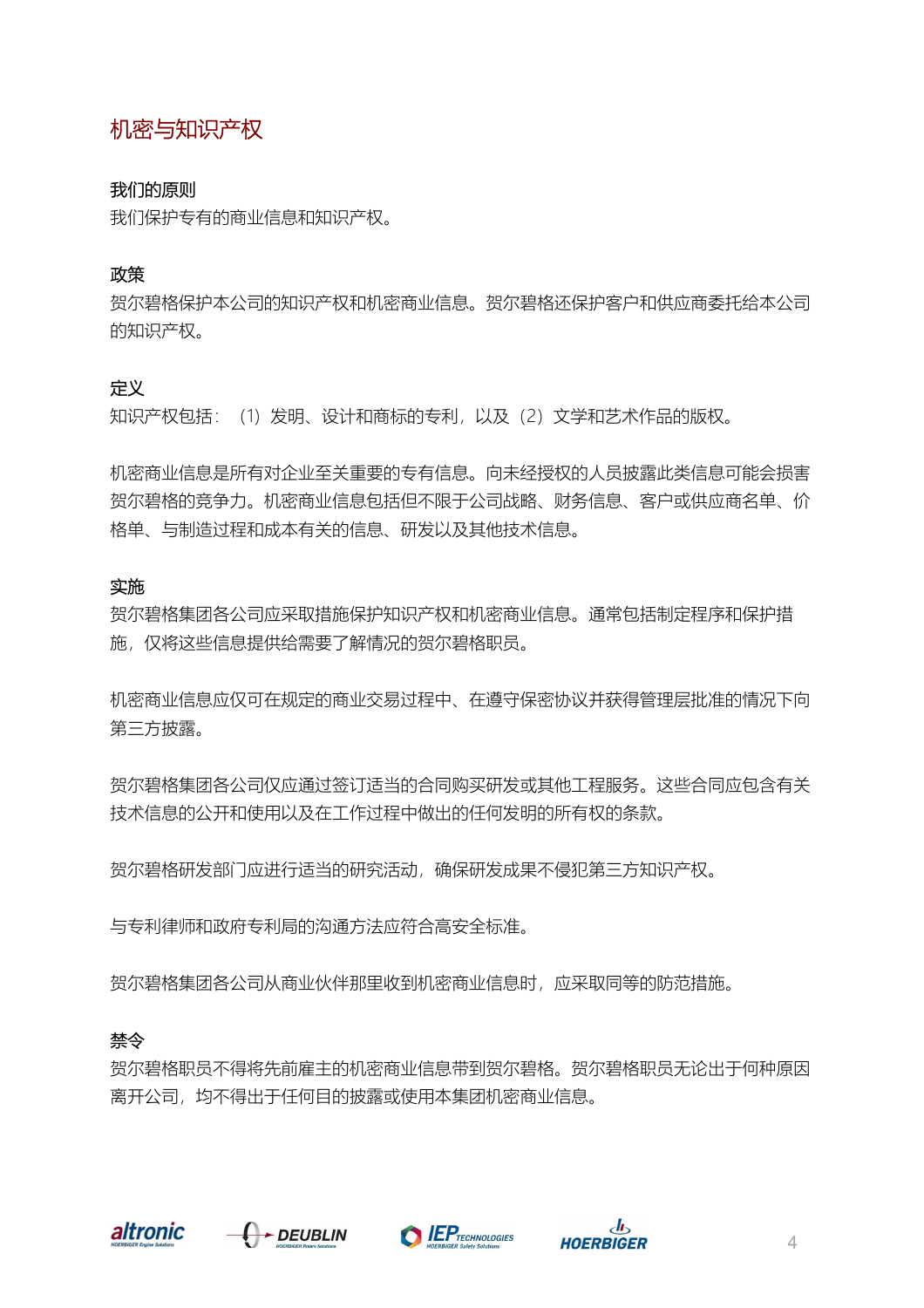## 机密与知识产权

**我们的原则**

我们保护专有的商业信息和知识产权。

**政策**

贺尔碧格保护本公司的知识产权和机密商业信息。贺尔碧格还保护客户和供应商委托给本公司的知识产权。

**定义**

知识产权包括：（1）发明、设计和商标的专利，以及（2）文学和艺术作品的版权。

机密商业信息是所有对企业至关重要的专有信息。向未经授权的人员披露此类信息可能会损害贺尔碧格的竞争力。机密商业信息包括但不限于公司战略、财务信息、客户或供应商名单、价格单、与制造过程和成本有关的信息、研发以及其他技术信息。

**实施**

贺尔碧格集团各公司应采取措施保护知识产权和机密商业信息。通常包括制定程序和保护措施，仅将这些信息提供给需要了解情况的贺尔碧格职员。

机密商业信息应仅可在规定的商业交易过程中、在遵守保密协议并获得管理层批准的情况下向第三方披露。

贺尔碧格集团各公司仅应通过签订适当的合同购买研发或其他工程服务。这些合同应包含有关技术信息的公开和使用以及在工作过程中做出的任何发明的所有权的条款。

贺尔碧格研发部门应进行适当的研究活动，确保研发成果不侵犯第三方知识产权。

与专利律师和政府专利局的沟通方法应符合高安全标准。

贺尔碧格集团各公司从商业伙伴那里收到机密商业信息时，应采取同等的防范措施。

**禁令**

贺尔碧格职员不得将先前雇主的机密商业信息带到贺尔碧格。贺尔碧格职员无论出于何种原因离开公司，均不得出于任何目的披露或使用本集团机密商业信息。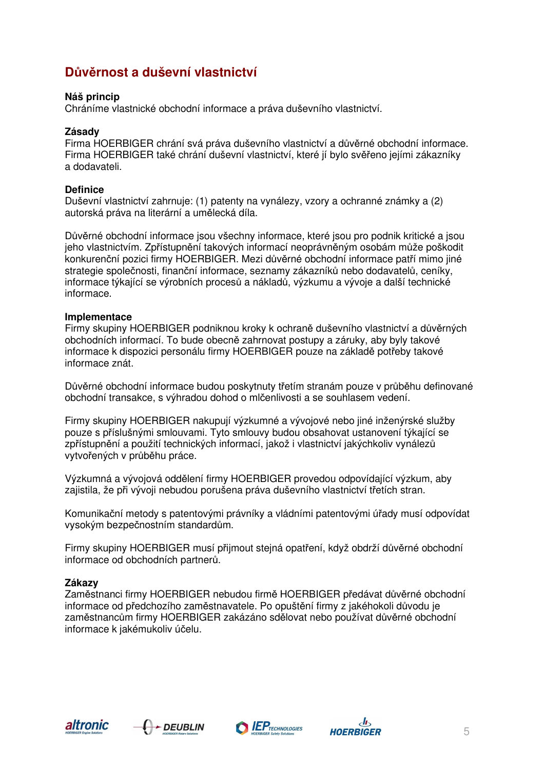## Důvěrnost a duševní vlastnictví

**Náš princip**
Chráníme vlastnické obchodní informace a práva duševního vlastnictví.

**Zásady**
Firma HOERBIGER chrání svá práva duševního vlastnictví a důvěrné obchodní informace. Firma HOERBIGER také chrání duševní vlastnictví, které jí bylo svěřeno jejími zákazníky a dodavateli.

**Definice**
Duševní vlastnictví zahrnuje: (1) patenty na vynálezy, vzory a ochranné známky a (2) autorská práva na literární a umělecká díla.

Důvěrné obchodní informace jsou všechny informace, které jsou pro podnik kritické a jsou jeho vlastnictvím. Zpřístupnění takových informací neoprávněným osobám může poškodit konkurenční pozici firmy HOERBIGER. Mezi důvěrné obchodní informace patří mimo jiné strategie společnosti, finanční informace, seznamy zákazníků nebo dodavatelů, ceníky, informace týkající se výrobních procesů a nákladů, výzkumu a vývoje a další technické informace.

**Implementace**
Firmy skupiny HOERBIGER podniknou kroky k ochraně duševního vlastnictví a důvěrných obchodních informací. To bude obecně zahrnovat postupy a záruky, aby byly takové informace k dispozici personálu firmy HOERBIGER pouze na základě potřeby takové informace znát.

Důvěrné obchodní informace budou poskytnuty třetím stranám pouze v průběhu definované obchodní transakce, s výhradou dohod o mlčenlivosti a se souhlasem vedení.

Firmy skupiny HOERBIGER nakupují výzkumné a vývojové nebo jiné inženýrské služby pouze s příslušnými smlouvami. Tyto smlouvy budou obsahovat ustanovení týkající se zpřístupnění a použití technických informací, jakož i vlastnictví jakýchkoliv vynálezů vytvořených v průběhu práce.

Výzkumná a vývojová oddělení firmy HOERBIGER provedou odpovídající výzkum, aby zajistila, že při vývoji nebudou porušena práva duševního vlastnictví třetích stran.

Komunikační metody s patentovými právníky a vládními patentovými úřady musí odpovídat vysokým bezpečnostním standardům.

Firmy skupiny HOERBIGER musí přijmout stejná opatření, když obdrží důvěrné obchodní informace od obchodních partnerů.

**Zákazy**
Zaměstnanci firmy HOERBIGER nebudou firmě HOERBIGER předávat důvěrné obchodní informace od předchozího zaměstnavatele. Po opuštění firmy z jakéhokoli důvodu je zaměstnancům firmy HOERBIGER zakázáno sdělovat nebo používat důvěrné obchodní informace k jakémukoliv účelu.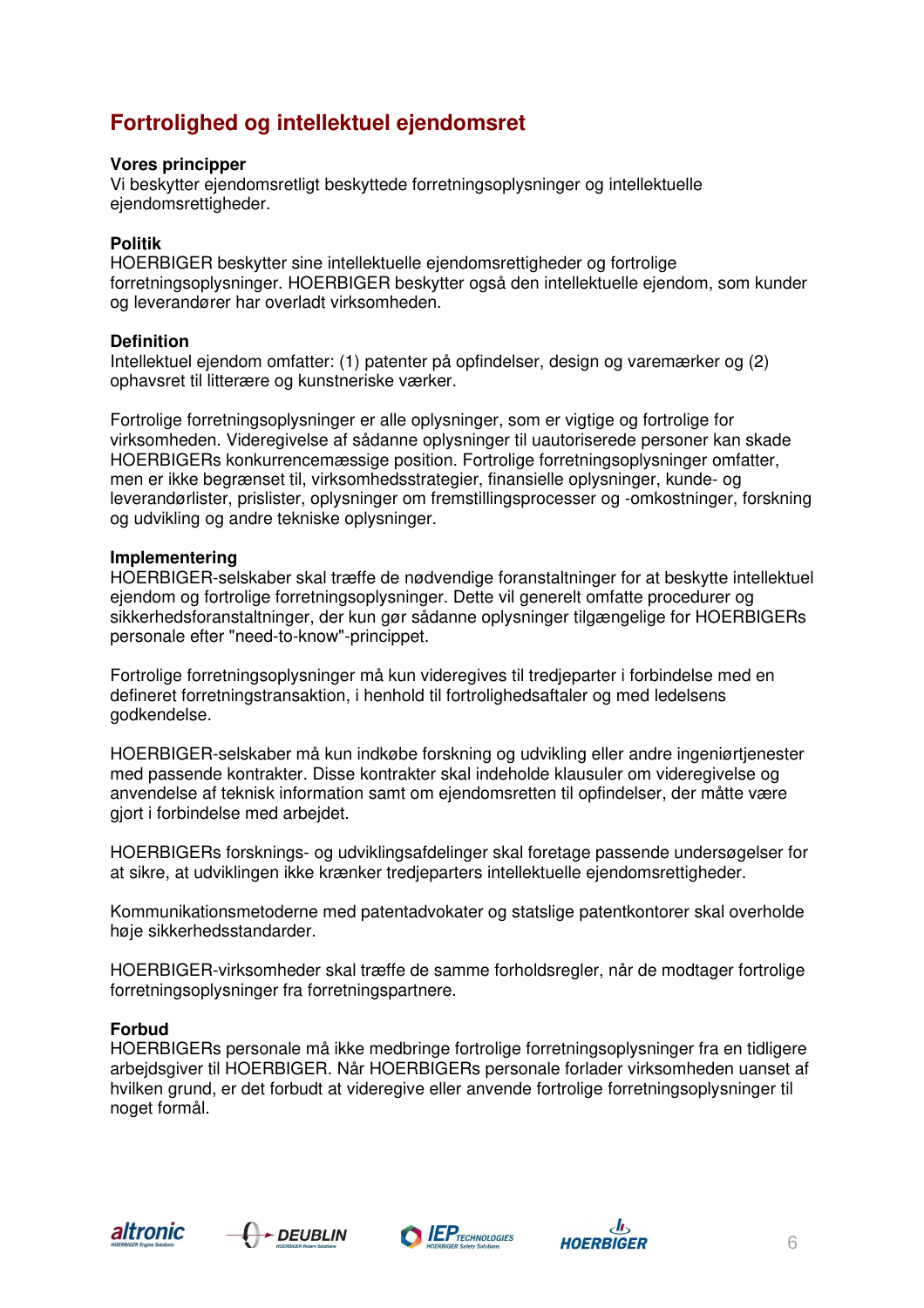# Fortrolighed og intellektuel ejendomsret

**Vores principper**
Vi beskytter ejendomsretligt beskyttede forretningsoplysninger og intellektuelle ejendomsrettigheder.

**Politik**
HOERBIGER beskytter sine intellektuelle ejendomsrettigheder og fortrolige forretningsoplysninger. HOERBIGER beskytter også den intellektuelle ejendom, som kunder og leverandører har overladt virksomheden.

**Definition**
Intellektuel ejendom omfatter: (1) patenter på opfindelser, design og varemærker og (2) ophavsret til litterære og kunstneriske værker.

Fortrolige forretningsoplysninger er alle oplysninger, som er vigtige og fortrolige for virksomheden. Videregivelse af sådanne oplysninger til uautoriserede personer kan skade HOERBIGERs konkurrencemæssige position. Fortrolige forretningsoplysninger omfatter, men er ikke begrænset til, virksomhedsstrategier, finansielle oplysninger, kunde- og leverandørlister, prislister, oplysninger om fremstillingsprocesser og -omkostninger, forskning og udvikling og andre tekniske oplysninger.

**Implementering**
HOERBIGER-selskaber skal træffe de nødvendige foranstaltninger for at beskytte intellektuel ejendom og fortrolige forretningsoplysninger. Dette vil generelt omfatte procedurer og sikkerhedsforanstaltninger, der kun gør sådanne oplysninger tilgængelige for HOERBIGERs personale efter "need-to-know"-princippet.

Fortrolige forretningsoplysninger må kun videregives til tredjeparter i forbindelse med en defineret forretningstransaktion, i henhold til fortrolighedsaftaler og med ledelsens godkendelse.

HOERBIGER-selskaber må kun indkøbe forskning og udvikling eller andre ingeniørtjenester med passende kontrakter. Disse kontrakter skal indeholde klausuler om videregivelse og anvendelse af teknisk information samt om ejendomsretten til opfindelser, der måtte være gjort i forbindelse med arbejdet.

HOERBIGERs forsknings- og udviklingsafdelinger skal foretage passende undersøgelser for at sikre, at udviklingen ikke krænker tredjeparters intellektuelle ejendomsrettigheder.

Kommunikationsmetoderne med patentadvokater og statslige patentkontorer skal overholde høje sikkerhedsstandarder.

HOERBIGER-virksomheder skal træffe de samme forholdsregler, når de modtager fortrolige forretningsoplysninger fra forretningspartnere.

**Forbud**
HOERBIGERs personale må ikke medbringe fortrolige forretningsoplysninger fra en tidligere arbejdsgiver til HOERBIGER. Når HOERBIGERs personale forlader virksomheden uanset af hvilken grund, er det forbudt at videregive eller anvende fortrolige forretningsoplysninger til noget formål.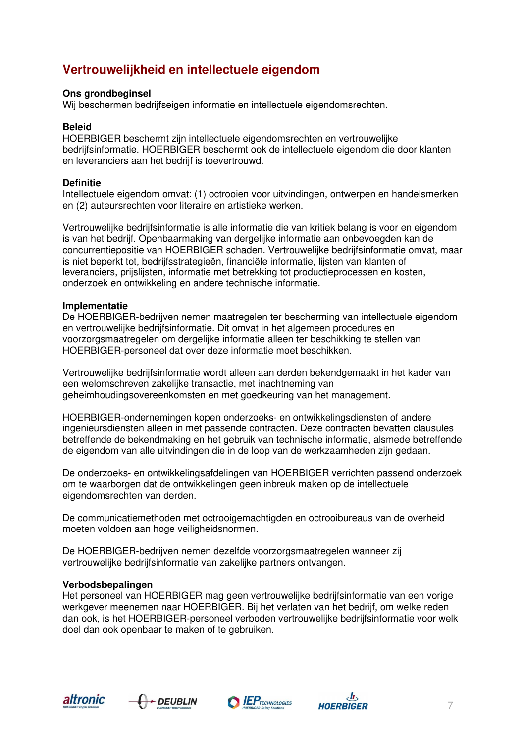## Vertrouwelijkheid en intellectuele eigendom

**Ons grondbeginsel**
Wij beschermen bedrijfseigen informatie en intellectuele eigendomsrechten.

**Beleid**
HOERBIGER beschermt zijn intellectuele eigendomsrechten en vertrouwelijke bedrijfsinformatie. HOERBIGER beschermt ook de intellectuele eigendom die door klanten en leveranciers aan het bedrijf is toevertrouwd.

**Definitie**
Intellectuele eigendom omvat: (1) octrooien voor uitvindingen, ontwerpen en handelsmerken en (2) auteursrechten voor literaire en artistieke werken.

Vertrouwelijke bedrijfsinformatie is alle informatie die van kritiek belang is voor en eigendom is van het bedrijf. Openbaarmaking van dergelijke informatie aan onbevoegden kan de concurrentiepositie van HOERBIGER schaden. Vertrouwelijke bedrijfsinformatie omvat, maar is niet beperkt tot, bedrijfsstrategieën, financiële informatie, lijsten van klanten of leveranciers, prijslijsten, informatie met betrekking tot productieprocessen en kosten, onderzoek en ontwikkeling en andere technische informatie.

**Implementatie**
De HOERBIGER-bedrijven nemen maatregelen ter bescherming van intellectuele eigendom en vertrouwelijke bedrijfsinformatie. Dit omvat in het algemeen procedures en voorzorgsmaatregelen om dergelijke informatie alleen ter beschikking te stellen van HOERBIGER-personeel dat over deze informatie moet beschikken.

Vertrouwelijke bedrijfsinformatie wordt alleen aan derden bekendgemaakt in het kader van een welomschreven zakelijke transactie, met inachtneming van geheimhoudingsovereenkomsten en met goedkeuring van het management.

HOERBIGER-ondernemingen kopen onderzoeks- en ontwikkelingsdiensten of andere ingenieursdiensten alleen in met passende contracten. Deze contracten bevatten clausules betreffende de bekendmaking en het gebruik van technische informatie, alsmede betreffende de eigendom van alle uitvindingen die in de loop van de werkzaamheden zijn gedaan.

De onderzoeks- en ontwikkelingsafdelingen van HOERBIGER verrichten passend onderzoek om te waarborgen dat de ontwikkelingen geen inbreuk maken op de intellectuele eigendomsrechten van derden.

De communicatiemethoden met octrooigemachtigden en octrooibureaus van de overheid moeten voldoen aan hoge veiligheidsnormen.

De HOERBIGER-bedrijven nemen dezelfde voorzorgsmaatregelen wanneer zij vertrouwelijke bedrijfsinformatie van zakelijke partners ontvangen.

**Verbodsbepalingen**
Het personeel van HOERBIGER mag geen vertrouwelijke bedrijfsinformatie van een vorige werkgever meenemen naar HOERBIGER. Bij het verlaten van het bedrijf, om welke reden dan ook, is het HOERBIGER-personeel verboden vertrouwelijke bedrijfsinformatie voor welk doel dan ook openbaar te maken of te gebruiken.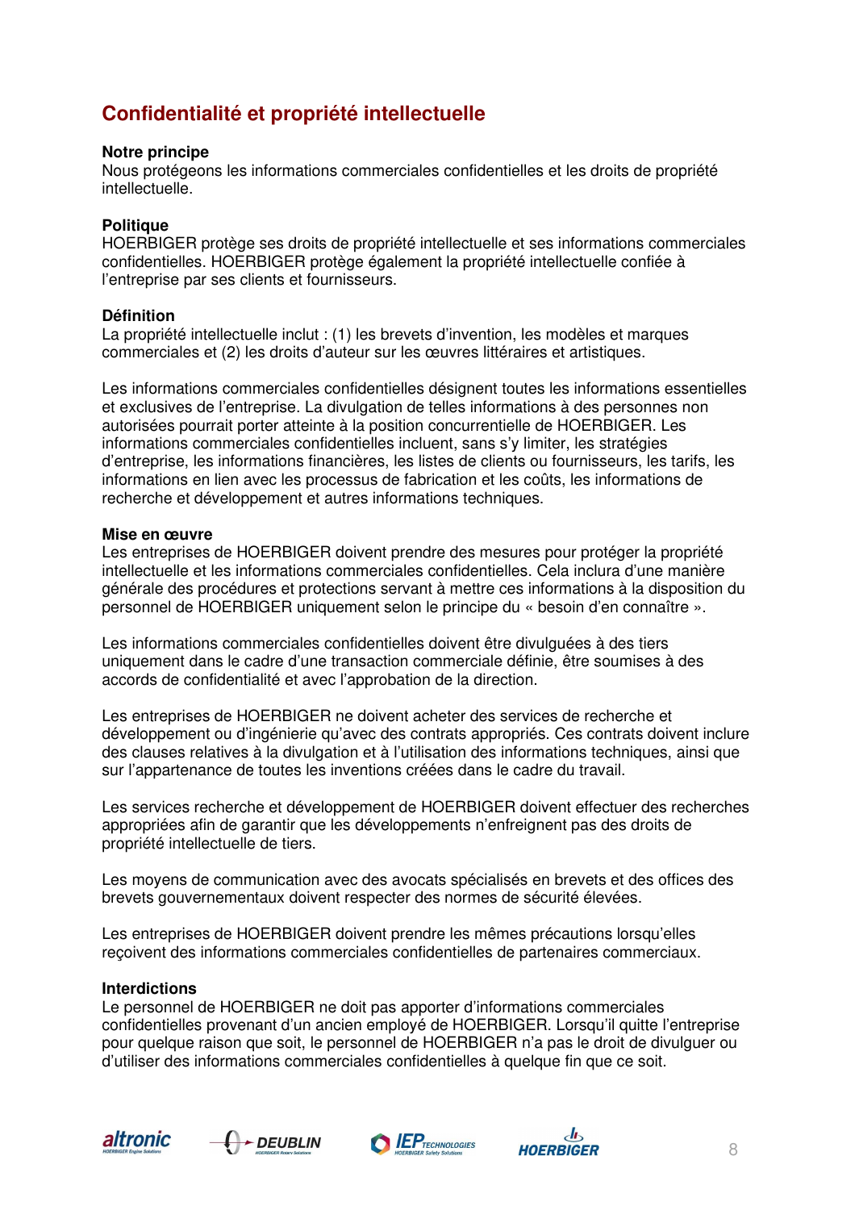## Confidentialité et propriété intellectuelle

**Notre principe**
Nous protégeons les informations commerciales confidentielles et les droits de propriété intellectuelle.

**Politique**
HOERBIGER protège ses droits de propriété intellectuelle et ses informations commerciales confidentielles. HOERBIGER protège également la propriété intellectuelle confiée à l'entreprise par ses clients et fournisseurs.

**Définition**
La propriété intellectuelle inclut : (1) les brevets d'invention, les modèles et marques commerciales et (2) les droits d'auteur sur les œuvres littéraires et artistiques.

Les informations commerciales confidentielles désignent toutes les informations essentielles et exclusives de l'entreprise. La divulgation de telles informations à des personnes non autorisées pourrait porter atteinte à la position concurrentielle de HOERBIGER. Les informations commerciales confidentielles incluent, sans s'y limiter, les stratégies d'entreprise, les informations financières, les listes de clients ou fournisseurs, les tarifs, les informations en lien avec les processus de fabrication et les coûts, les informations de recherche et développement et autres informations techniques.

**Mise en œuvre**
Les entreprises de HOERBIGER doivent prendre des mesures pour protéger la propriété intellectuelle et les informations commerciales confidentielles. Cela inclura d'une manière générale des procédures et protections servant à mettre ces informations à la disposition du personnel de HOERBIGER uniquement selon le principe du « besoin d'en connaître ».

Les informations commerciales confidentielles doivent être divulguées à des tiers uniquement dans le cadre d'une transaction commerciale définie, être soumises à des accords de confidentialité et avec l'approbation de la direction.

Les entreprises de HOERBIGER ne doivent acheter des services de recherche et développement ou d'ingénierie qu'avec des contrats appropriés. Ces contrats doivent inclure des clauses relatives à la divulgation et à l'utilisation des informations techniques, ainsi que sur l'appartenance de toutes les inventions créées dans le cadre du travail.

Les services recherche et développement de HOERBIGER doivent effectuer des recherches appropriées afin de garantir que les développements n'enfreignent pas des droits de propriété intellectuelle de tiers.

Les moyens de communication avec des avocats spécialisés en brevets et des offices des brevets gouvernementaux doivent respecter des normes de sécurité élevées.

Les entreprises de HOERBIGER doivent prendre les mêmes précautions lorsqu'elles reçoivent des informations commerciales confidentielles de partenaires commerciaux.

**Interdictions**
Le personnel de HOERBIGER ne doit pas apporter d'informations commerciales confidentielles provenant d'un ancien employé de HOERBIGER. Lorsqu'il quitte l'entreprise pour quelque raison que ce soit, le personnel de HOERBIGER n'a pas le droit de divulguer ou d'utiliser des informations commerciales confidentielles à quelque fin que ce soit.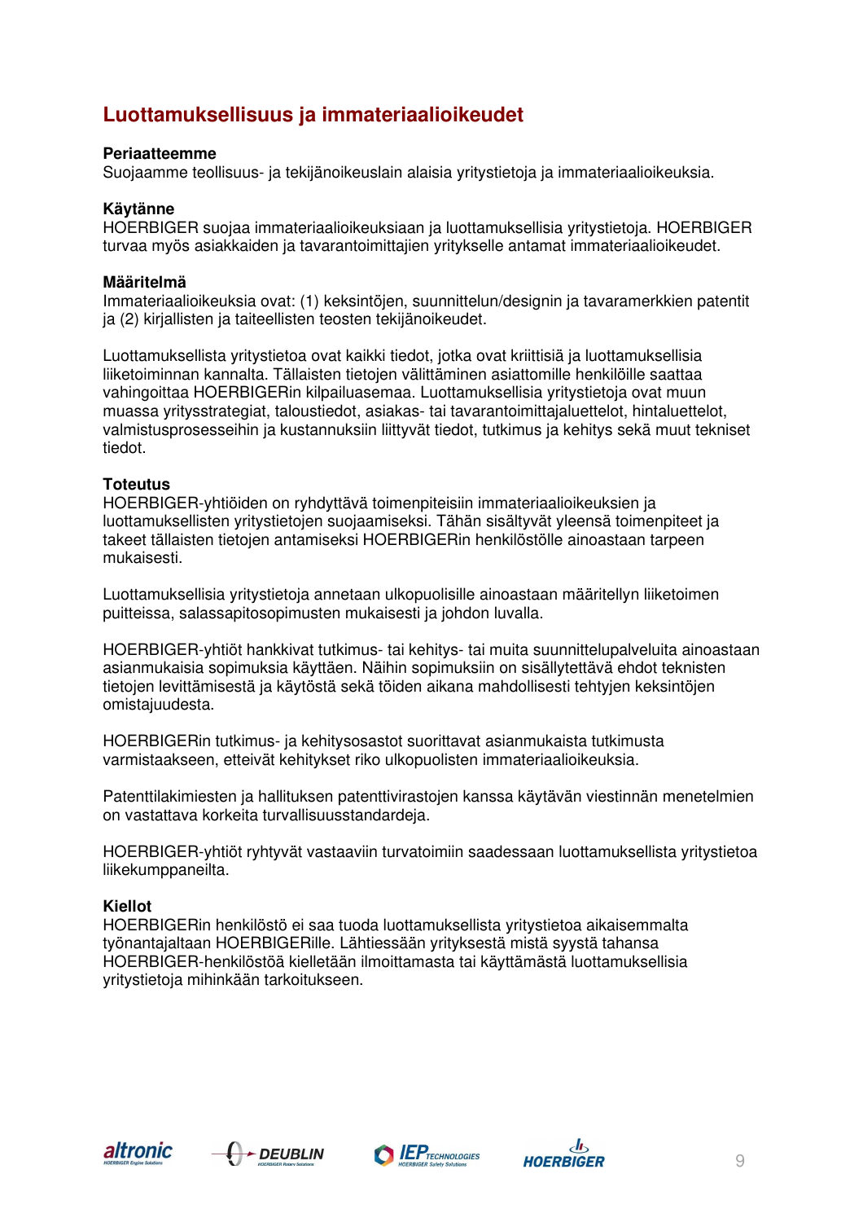# Luottamuksellisuus ja immateriaalioikeudet

**Periaatteemme**
Suojaamme teollisuus- ja tekijänoikeuslain alaisia yritystietoja ja immateriaalioikeuksia.

**Käytänne**
HOERBIGER suojaa immateriaalioikeuksiaan ja luottamuksellisia yritystietoja. HOERBIGER turvaa myös asiakkaiden ja tavarantoimittajien yritykselle antamat immateriaalioikeudet.

**Määritelmä**
Immateriaalioikeuksia ovat: (1) keksintöjen, suunnittelun/designin ja tavaramerkkien patentit ja (2) kirjallisten ja taiteellisten teosten tekijänoikeudet.

Luottamuksellista yritystietoa ovat kaikki tiedot, jotka ovat kriittisiä ja luottamuksellisia liiketoiminnan kannalta. Tällaisten tietojen välittäminen asiattomille henkilöille saattaa vahingoittaa HOERBIGERin kilpailuasemaa. Luottamuksellisia yritystietoja ovat muun muassa yritysstrategiat, taloustiedot, asiakas- tai tavarantoimittajaluettelot, hintaluettelot, valmistusprosesseihin ja kustannuksiin liittyvät tiedot, tutkimus ja kehitys sekä muut tekniset tiedot.

**Toteutus**
HOERBIGER-yhtiöiden on ryhdyttävä toimenpiteisiin immateriaalioikeuksien ja luottamuksellisten yritystietojen suojaamiseksi. Tähän sisältyvät yleensä toimenpiteet ja takeet tällaisten tietojen antamiseksi HOERBIGERin henkilöstölle ainoastaan tarpeen mukaisesti.

Luottamuksellisia yritystietoja annetaan ulkopuolisille ainoastaan määritellyn liiketoimen puitteissa, salassapitosopimusten mukaisesti ja johdon luvalla.

HOERBIGER-yhtiöt hankkivat tutkimus- tai kehitys- tai muita suunnittelupalveluita ainoastaan asianmukaisia sopimuksia käyttäen. Näihin sopimuksiin on sisällytettävä ehdot teknisten tietojen levittämisestä ja käytöstä sekä töiden aikana mahdollisesti tehtyjen keksintöjen omistajuudesta.

HOERBIGERin tutkimus- ja kehitysosastot suorittavat asianmukaista tutkimusta varmistaakseen, etteivät kehitykset riko ulkopuolisten immateriaalioikeuksia.

Patenttilakimiesten ja hallituksen patenttivirastojen kanssa käytävän viestinnän menetelmien on vastattava korkeita turvallisuusstandardeja.

HOERBIGER-yhtiöt ryhtyvät vastaaviin turvatoimiin saadessaan luottamuksellista yritystietoa liikekumppaneilta.

**Kiellot**
HOERBIGERin henkilöstö ei saa tuoda luottamuksellista yritystietoa aikaisemmalta työnantajaltaan HOERBIGERille. Lähtiessään yrityksestä mistä syystä tahansa HOERBIGER-henkilöstöä kielletään ilmoittamasta tai käyttämästä luottamuksellisia yritystietoja mihinkään tarkoitukseen.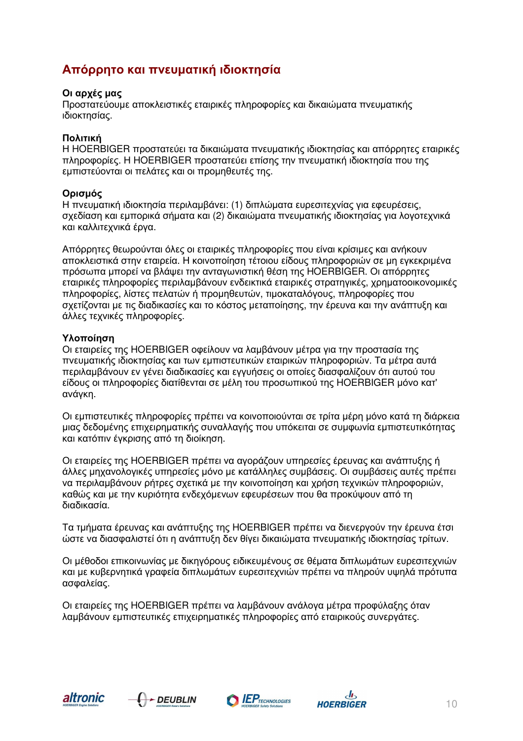## Απόρρητο και πνευματική ιδιοκτησία

**Οι αρχές μας**

Προστατεύουμε αποκλειστικές εταιρικές πληροφορίες και δικαιώματα πνευματικής ιδιοκτησίας.

**Πολιτική**

Η HOERBIGER προστατεύει τα δικαιώματα πνευματικής ιδιοκτησίας και απόρρητες εταιρικές πληροφορίες. Η HOERBIGER προστατεύει επίσης την πνευματική ιδιοκτησία που της εμπιστεύονται οι πελάτες και οι προμηθευτές της.

**Ορισμός**

Η πνευματική ιδιοκτησία περιλαμβάνει: (1) διπλώματα ευρεσιτεχνίας για εφευρέσεις, σχεδίαση και εμπορικά σήματα και (2) δικαιώματα πνευματικής ιδιοκτησίας για λογοτεχνικά και καλλιτεχνικά έργα.

Απόρρητες θεωρούνται όλες οι εταιρικές πληροφορίες που είναι κρίσιμες και ανήκουν αποκλειστικά στην εταιρεία. Η κοινοποίηση τέτοιου είδους πληροφοριών σε μη εγκεκριμένα πρόσωπα μπορεί να βλάψει την ανταγωνιστική θέση της HOERBIGER. Οι απόρρητες εταιρικές πληροφορίες περιλαμβάνουν ενδεικτικά εταιρικές στρατηγικές, χρηματοοικονομικές πληροφορίες, λίστες πελατών ή προμηθευτών, τιμοκαταλόγους, πληροφορίες που σχετίζονται με τις διαδικασίες και το κόστος μεταποίησης, την έρευνα και την ανάπτυξη και άλλες τεχνικές πληροφορίες.

**Υλοποίηση**

Οι εταιρείες της HOERBIGER οφείλουν να λαμβάνουν μέτρα για την προστασία της πνευματικής ιδιοκτησίας και των εμπιστευτικών εταιρικών πληροφοριών. Τα μέτρα αυτά περιλαμβάνουν εν γένει διαδικασίες και εγγυήσεις οι οποίες διασφαλίζουν ότι αυτού του είδους οι πληροφορίες διατίθενται σε μέλη του προσωπικού της HOERBIGER μόνο κατ' ανάγκη.

Οι εμπιστευτικές πληροφορίες πρέπει να κοινοποιούνται σε τρίτα μέρη μόνο κατά τη διάρκεια μιας δεδομένης επιχειρηματικής συναλλαγής που υπόκειται σε συμφωνία εμπιστευτικότητας και κατόπιν έγκρισης από τη διοίκηση.

Οι εταιρείες της HOERBIGER πρέπει να αγοράζουν υπηρεσίες έρευνας και ανάπτυξης ή άλλες μηχανολογικές υπηρεσίες μόνο με κατάλληλες συμβάσεις. Οι συμβάσεις αυτές πρέπει να περιλαμβάνουν ρήτρες σχετικά με την κοινοποίηση και χρήση τεχνικών πληροφοριών, καθώς και με την κυριότητα ενδεχόμενων εφευρέσεων που θα προκύψουν από τη διαδικασία.

Τα τμήματα έρευνας και ανάπτυξης της HOERBIGER πρέπει να διενεργούν την έρευνα έτσι ώστε να διασφαλιστεί ότι η ανάπτυξη δεν θίγει δικαιώματα πνευματικής ιδιοκτησίας τρίτων.

Οι μέθοδοι επικοινωνίας με δικηγόρους ειδικευμένους σε θέματα διπλωμάτων ευρεσιτεχνιών και με κυβερνητικά γραφεία διπλωμάτων ευρεσιτεχνιών πρέπει να πληρούν υψηλά πρότυπα ασφαλείας.

Οι εταιρείες της HOERBIGER πρέπει να λαμβάνουν ανάλογα μέτρα προφύλαξης όταν λαμβάνουν εμπιστευτικές επιχειρηματικές πληροφορίες από εταιρικούς συνεργάτες.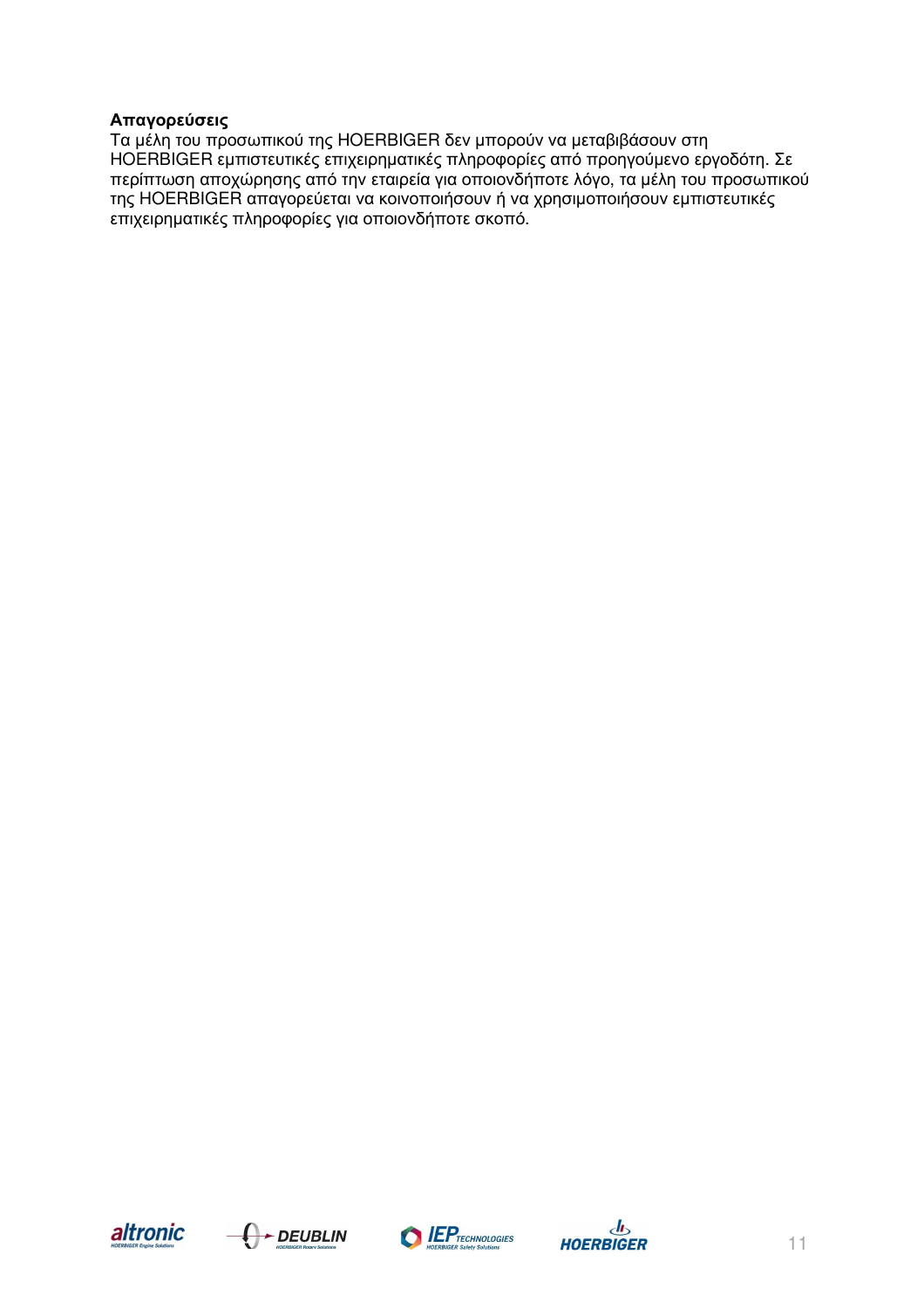**Απαγορεύσεις**

Τα μέλη του προσωπικού της HOERBIGER δεν μπορούν να μεταβιβάσουν στη HOERBIGER εμπιστευτικές επιχειρηματικές πληροφορίες από προηγούμενο εργοδότη. Σε περίπτωση αποχώρησης από την εταιρεία για οποιονδήποτε λόγο, τα μέλη του προσωπικού της HOERBIGER απαγορεύεται να κοινοποιήσουν ή να χρησιμοποιήσουν εμπιστευτικές επιχειρηματικές πληροφορίες για οποιονδήποτε σκοπό.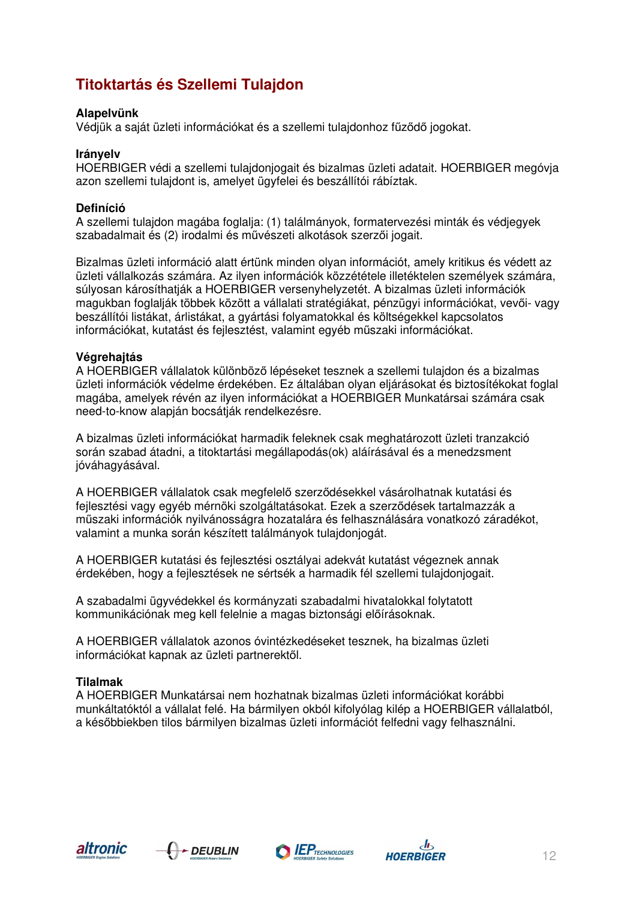## Titoktartás és Szellemi Tulajdon

**Alapelvünk**
Védjük a saját üzleti információkat és a szellemi tulajdonhoz fűződő jogokat.

**Irányelv**
HOERBIGER védi a szellemi tulajdonjogait és bizalmas üzleti adatait. HOERBIGER megóvja azon szellemi tulajdont is, amelyet ügyfelei és beszállítói rábíztak.

**Definíció**
A szellemi tulajdon magába foglalja: (1) találmányok, formatervezési minták és védjegyek szabadalmait és (2) irodalmi és művészeti alkotások szerzői jogait.

Bizalmas üzleti információ alatt értünk minden olyan információt, amely kritikus és védett az üzleti vállalkozás számára. Az ilyen információk közzététele illetéktelen személyek számára, súlyosan károsíthatják a HOERBIGER versenyhelyzetét. A bizalmas üzleti információk magukban foglalják többek között a vállalati stratégiákat, pénzügyi információkat, vevői- vagy beszállítói listákat, árlistákat, a gyártási folyamatokkal és költségekkel kapcsolatos információkat, kutatást és fejlesztést, valamint egyéb műszaki információkat.

**Végrehajtás**
A HOERBIGER vállalatok különböző lépéseket tesznek a szellemi tulajdon és a bizalmas üzleti információk védelme érdekében. Ez általában olyan eljárásokat és biztosítékokat foglal magába, amelyek révén az ilyen információkat a HOERBIGER Munkatársai számára csak need-to-know alapján bocsátják rendelkezésre.

A bizalmas üzleti információkat harmadik feleknek csak meghatározott üzleti tranzakció során szabad átadni, a titoktartási megállapodás(ok) aláírásával és a menedzsment jóváhagyásával.

A HOERBIGER vállalatok csak megfelelő szerződésekkel vásárolhatnak kutatási és fejlesztési vagy egyéb mérnöki szolgáltatásokat. Ezek a szerződések tartalmazzák a műszaki információk nyilvánosságra hozatalára és felhasználására vonatkozó záradékot, valamint a munka során készített találmányok tulajdonjogát.

A HOERBIGER kutatási és fejlesztési osztályai adekvát kutatást végeznek annak érdekében, hogy a fejlesztések ne sértsék a harmadik fél szellemi tulajdonjogait.

A szabadalmi ügyvédekkel és kormányzati szabadalmi hivatalokkal folytatott kommunikációnak meg kell felelnie a magas biztonsági előírásoknak.

A HOERBIGER vállalatok azonos óvintézkedéseket tesznek, ha bizalmas üzleti információkat kapnak az üzleti partnerektől.

**Tilalmak**
A HOERBIGER Munkatársai nem hozhatnak bizalmas üzleti információkat korábbi munkáltatóktól a vállalat felé. Ha bármilyen okból kifolyólag kilép a HOERBIGER vállalatból, a későbbiekben tilos bármilyen bizalmas üzleti információt felfedni vagy felhasználni.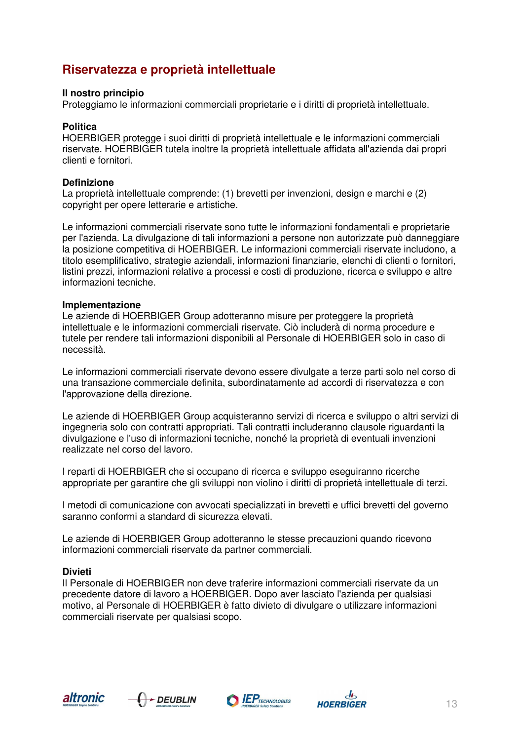## Riservatezza e proprietà intellettuale

**Il nostro principio**
Proteggiamo le informazioni commerciali proprietarie e i diritti di proprietà intellettuale.

**Politica**
HOERBIGER protegge i suoi diritti di proprietà intellettuale e le informazioni commerciali riservate. HOERBIGER tutela inoltre la proprietà intellettuale affidata all'azienda dai propri clienti e fornitori.

**Definizione**
La proprietà intellettuale comprende: (1) brevetti per invenzioni, design e marchi e (2) copyright per opere letterarie e artistiche.

Le informazioni commerciali riservate sono tutte le informazioni fondamentali e proprietarie per l'azienda. La divulgazione di tali informazioni a persone non autorizzate può danneggiare la posizione competitiva di HOERBIGER. Le informazioni commerciali riservate includono, a titolo esemplificativo, strategie aziendali, informazioni finanziarie, elenchi di clienti o fornitori, listini prezzi, informazioni relative a processi e costi di produzione, ricerca e sviluppo e altre informazioni tecniche.

**Implementazione**
Le aziende di HOERBIGER Group adotteranno misure per proteggere la proprietà intellettuale e le informazioni commerciali riservate. Ciò includerà di norma procedure e tutele per rendere tali informazioni disponibili al Personale di HOERBIGER solo in caso di necessità.

Le informazioni commerciali riservate devono essere divulgate a terze parti solo nel corso di una transazione commerciale definita, subordinatamente ad accordi di riservatezza e con l'approvazione della direzione.

Le aziende di HOERBIGER Group acquisteranno servizi di ricerca e sviluppo o altri servizi di ingegneria solo con contratti appropriati. Tali contratti includeranno clausole riguardanti la divulgazione e l'uso di informazioni tecniche, nonché la proprietà di eventuali invenzioni realizzate nel corso del lavoro.

I reparti di HOERBIGER che si occupano di ricerca e sviluppo eseguiranno ricerche appropriate per garantire che gli sviluppi non violino i diritti di proprietà intellettuale di terzi.

I metodi di comunicazione con avvocati specializzati in brevetti e uffici brevetti del governo saranno conformi a standard di sicurezza elevati.

Le aziende di HOERBIGER Group adotteranno le stesse precauzioni quando ricevono informazioni commerciali riservate da partner commerciali.

**Divieti**
Il Personale di HOERBIGER non deve traferire informazioni commerciali riservate da un precedente datore di lavoro a HOERBIGER. Dopo aver lasciato l'azienda per qualsiasi motivo, al Personale di HOERBIGER è fatto divieto di divulgare o utilizzare informazioni commerciali riservate per qualsiasi scopo.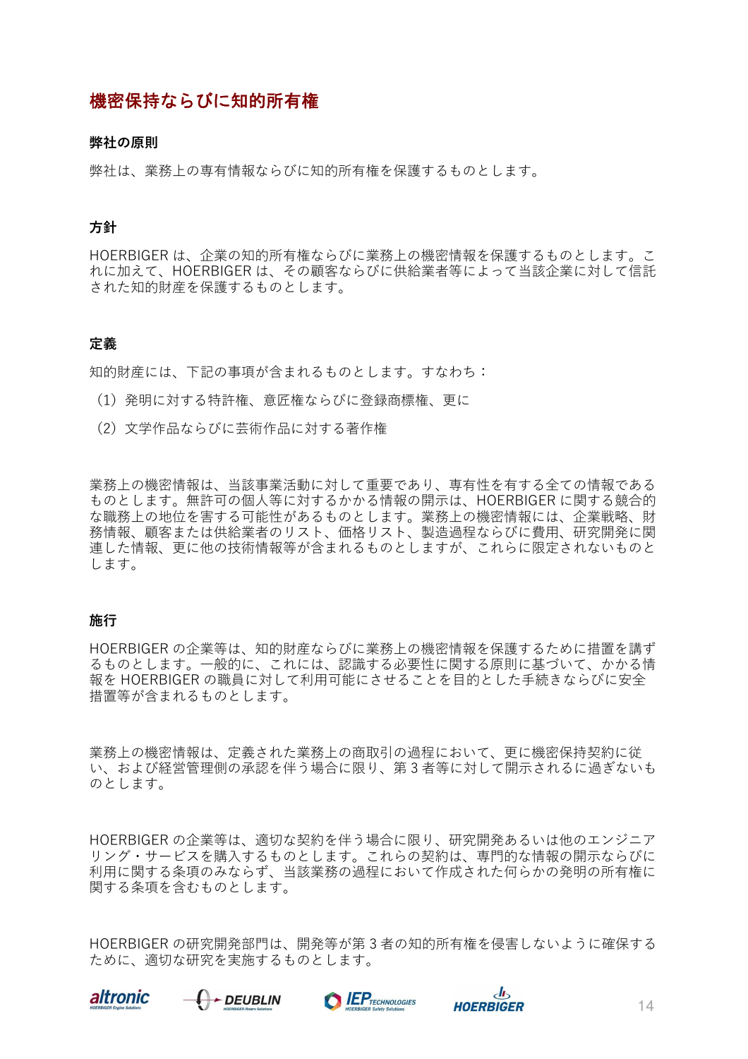# 機密保持ならびに知的所有権

### 弊社の原則

弊社は、業務上の専有情報ならびに知的所有権を保護するものとします。

### 方針

HOERBIGER は、企業の知的所有権ならびに業務上の機密情報を保護するものとします。これに加えて、HOERBIGER は、その顧客ならびに供給業者等によって当該企業に対して信託された知的財産を保護するものとします。

### 定義

知的財産には、下記の事項が含まれるものとします。すなわち：

（1）発明に対する特許権、意匠権ならびに登録商標権、更に

（2）文学作品ならびに芸術作品に対する著作権

業務上の機密情報は、当該事業活動に対して重要であり、専有性を有する全ての情報であるものとします。無許可の個人等に対するかかる情報の開示は、HOERBIGER に関する競合的な職務上の地位を害する可能性があるものとします。業務上の機密情報には、企業戦略、財務情報、顧客または供給業者のリスト、価格リスト、製造過程ならびに費用、研究開発に関連した情報、更に他の技術情報等が含まれるものとしますが、これらに限定されないものとします。

### 施行

HOERBIGER の企業等は、知的財産ならびに業務上の機密情報を保護するために措置を講ずるものとします。一般的に、これには、認識する必要性に関する原則に基づいて、かかる情報を HOERBIGER の職員に対して利用可能にさせることを目的とした手続きならびに安全措置等が含まれるものとします。

業務上の機密情報は、定義された業務上の商取引の過程において、更に機密保持契約に従い、および経営管理側の承認を伴う場合に限り、第 3 者等に対して開示されるに過ぎないものとします。

HOERBIGER の企業等は、適切な契約を伴う場合に限り、研究開発あるいは他のエンジニアリング・サービスを購入するものとします。これらの契約は、専門的な情報の開示ならびに利用に関する条項のみならず、当該業務の過程において作成された何らかの発明の所有権に関する条項を含むものとします。

HOERBIGER の研究開発部門は、開発等が第 3 者の知的所有権を侵害しないように確保するために、適切な研究を実施するものとします。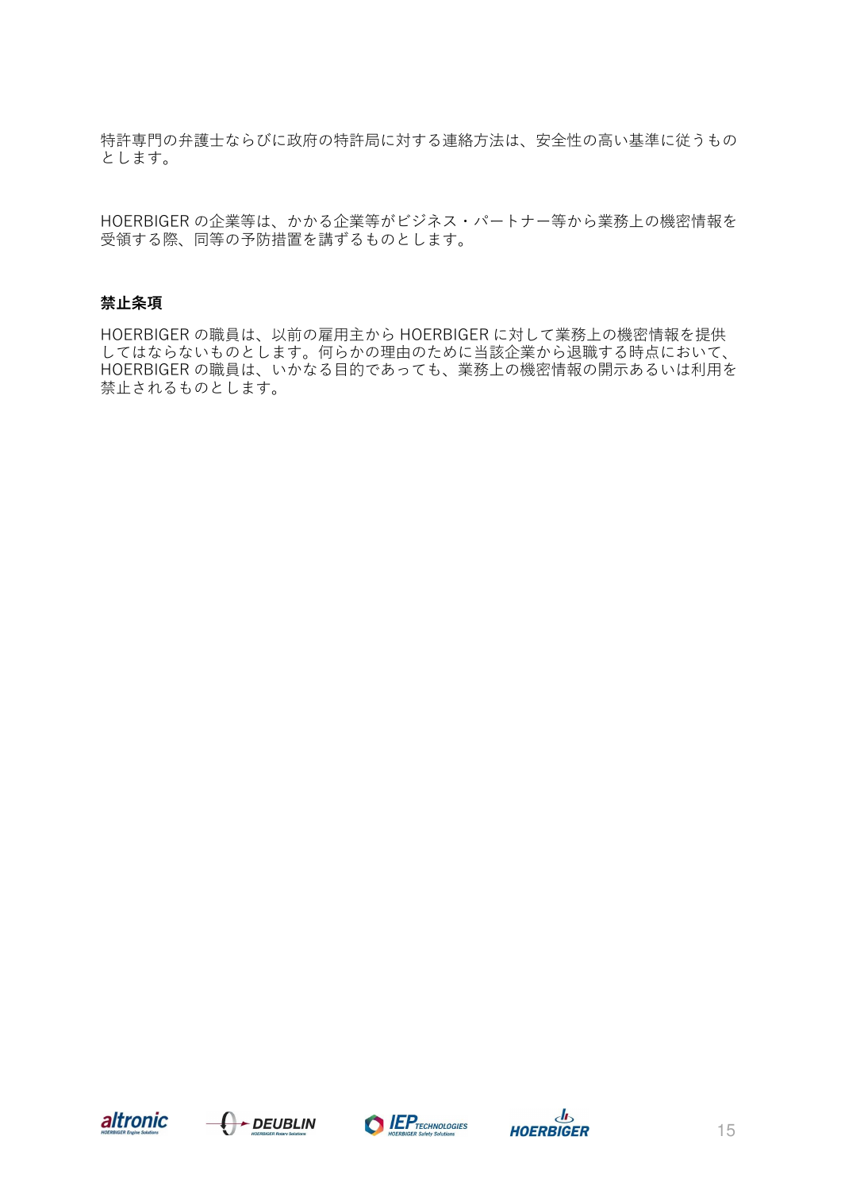特許専門の弁護士ならびに政府の特許局に対する連絡方法は、安全性の高い基準に従うものとします。

HOERBIGER の企業等は、かかる企業等がビジネス・パートナー等から業務上の機密情報を受領する際、同等の予防措置を講ずるものとします。

### 禁止条項

HOERBIGER の職員は、以前の雇用主から HOERBIGER に対して業務上の機密情報を提供してはならないものとします。何らかの理由のために当該企業から退職する時点において、HOERBIGER の職員は、いかなる目的であっても、業務上の機密情報の開示あるいは利用を禁止されるものとします。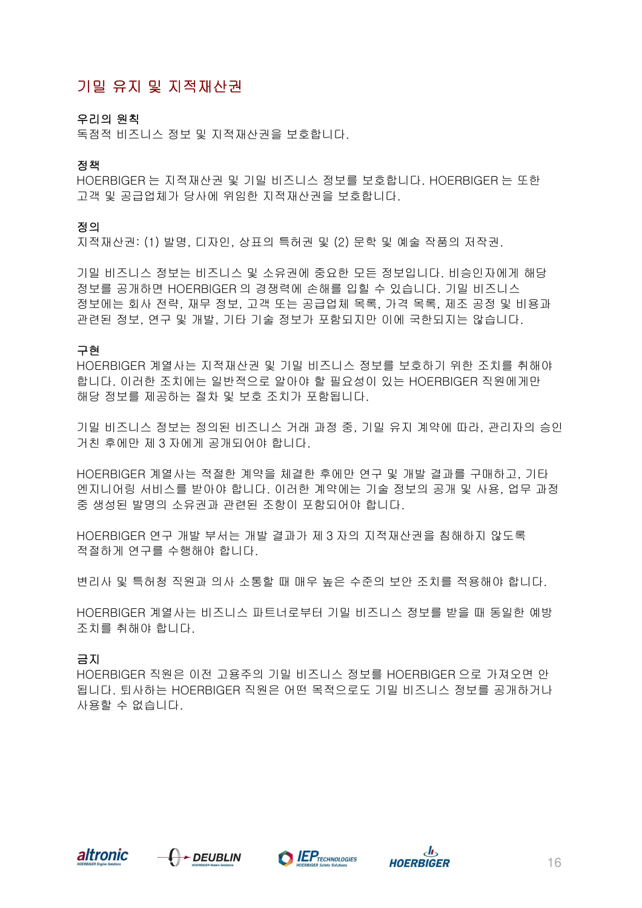# 기밀 유지 및 지적재산권

**우리의 원칙**
독점적 비즈니스 정보 및 지적재산권을 보호합니다.

**정책**
HOERBIGER 는 지적재산권 및 기밀 비즈니스 정보를 보호합니다. HOERBIGER 는 또한 고객 및 공급업체가 당사에 위임한 지적재산권을 보호합니다.

**정의**
지적재산권: (1) 발명, 디자인, 상표의 특허권 및 (2) 문학 및 예술 작품의 저작권.

기밀 비즈니스 정보는 비즈니스 및 소유권에 중요한 모든 정보입니다. 비승인자에게 해당 정보를 공개하면 HOERBIGER 의 경쟁력에 손해를 입힐 수 있습니다. 기밀 비즈니스 정보에는 회사 전략, 재무 정보, 고객 또는 공급업체 목록, 가격 목록, 제조 공정 및 비용과 관련된 정보, 연구 및 개발, 기타 기술 정보가 포함되지만 이에 국한되지는 않습니다.

**구현**
HOERBIGER 계열사는 지적재산권 및 기밀 비즈니스 정보를 보호하기 위한 조치를 취해야 합니다. 이러한 조치에는 일반적으로 알아야 할 필요성이 있는 HOERBIGER 직원에게만 해당 정보를 제공하는 절차 및 보호 조치가 포함됩니다.

기밀 비즈니스 정보는 정의된 비즈니스 거래 과정 중, 기밀 유지 계약에 따라, 관리자의 승인 거친 후에만 제 3 자에게 공개되어야 합니다.

HOERBIGER 계열사는 적절한 계약을 체결한 후에만 연구 및 개발 결과를 구매하고, 기타 엔지니어링 서비스를 받아야 합니다. 이러한 계약에는 기술 정보의 공개 및 사용, 업무 과정 중 생성된 발명의 소유권과 관련된 조항이 포함되어야 합니다.

HOERBIGER 연구 개발 부서는 개발 결과가 제 3 자의 지적재산권을 침해하지 않도록 적절하게 연구를 수행해야 합니다.

변리사 및 특허청 직원과 의사 소통할 때 매우 높은 수준의 보안 조치를 적용해야 합니다.

HOERBIGER 계열사는 비즈니스 파트너로부터 기밀 비즈니스 정보를 받을 때 동일한 예방 조치를 취해야 합니다.

**금지**
HOERBIGER 직원은 이전 고용주의 기밀 비즈니스 정보를 HOERBIGER 으로 가져오면 안 됩니다. 퇴사하는 HOERBIGER 직원은 어떤 목적으로도 기밀 비즈니스 정보를 공개하거나 사용할 수 없습니다.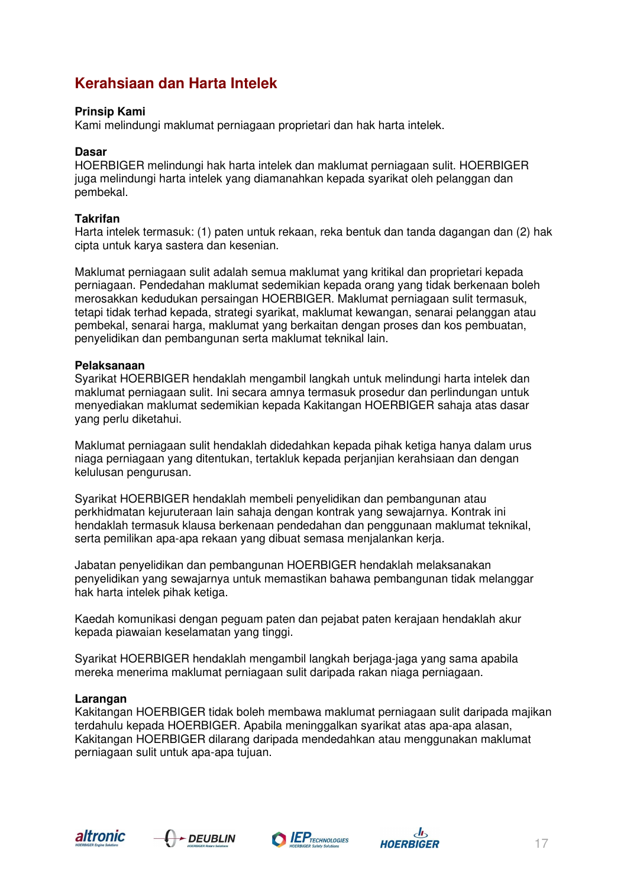## Kerahsiaan dan Harta Intelek

**Prinsip Kami**
Kami melindungi maklumat perniagaan proprietari dan hak harta intelek.

**Dasar**
HOERBIGER melindungi hak harta intelek dan maklumat perniagaan sulit. HOERBIGER juga melindungi harta intelek yang diamanahkan kepada syarikat oleh pelanggan dan pembekal.

**Takrifan**
Harta intelek termasuk: (1) paten untuk rekaan, reka bentuk dan tanda dagangan dan (2) hak cipta untuk karya sastera dan kesenian.

Maklumat perniagaan sulit adalah semua maklumat yang kritikal dan proprietari kepada perniagaan. Pendedahan maklumat sedemikian kepada orang yang tidak berkenaan boleh merosakkan kedudukan persaingan HOERBIGER. Maklumat perniagaan sulit termasuk, tetapi tidak terhad kepada, strategi syarikat, maklumat kewangan, senarai pelanggan atau pembekal, senarai harga, maklumat yang berkaitan dengan proses dan kos pembuatan, penyelidikan dan pembangunan serta maklumat teknikal lain.

**Pelaksanaan**
Syarikat HOERBIGER hendaklah mengambil langkah untuk melindungi harta intelek dan maklumat perniagaan sulit. Ini secara amnya termasuk prosedur dan perlindungan untuk menyediakan maklumat sedemikian kepada Kakitangan HOERBIGER sahaja atas dasar yang perlu diketahui.

Maklumat perniagaan sulit hendaklah didedahkan kepada pihak ketiga hanya dalam urus niaga perniagaan yang ditentukan, tertakluk kepada perjanjian kerahsiaan dan dengan kelulusan pengurusan.

Syarikat HOERBIGER hendaklah membeli penyelidikan dan pembangunan atau perkhidmatan kejuruteraan lain sahaja dengan kontrak yang sewajarnya. Kontrak ini hendaklah termasuk klausa berkenaan pendedahan dan penggunaan maklumat teknikal, serta pemilikan apa-apa rekaan yang dibuat semasa menjalankan kerja.

Jabatan penyelidikan dan pembangunan HOERBIGER hendaklah melaksanakan penyelidikan yang sewajarnya untuk memastikan bahawa pembangunan tidak melanggar hak harta intelek pihak ketiga.

Kaedah komunikasi dengan peguam paten dan pejabat paten kerajaan hendaklah akur kepada piawaian keselamatan yang tinggi.

Syarikat HOERBIGER hendaklah mengambil langkah berjaga-jaga yang sama apabila mereka menerima maklumat perniagaan sulit daripada rakan niaga perniagaan.

**Larangan**
Kakitangan HOERBIGER tidak boleh membawa maklumat perniagaan sulit daripada majikan terdahulu kepada HOERBIGER. Apabila meninggalkan syarikat atas apa-apa alasan, Kakitangan HOERBIGER dilarang daripada mendedahkan atau menggunakan maklumat perniagaan sulit untuk apa-apa tujuan.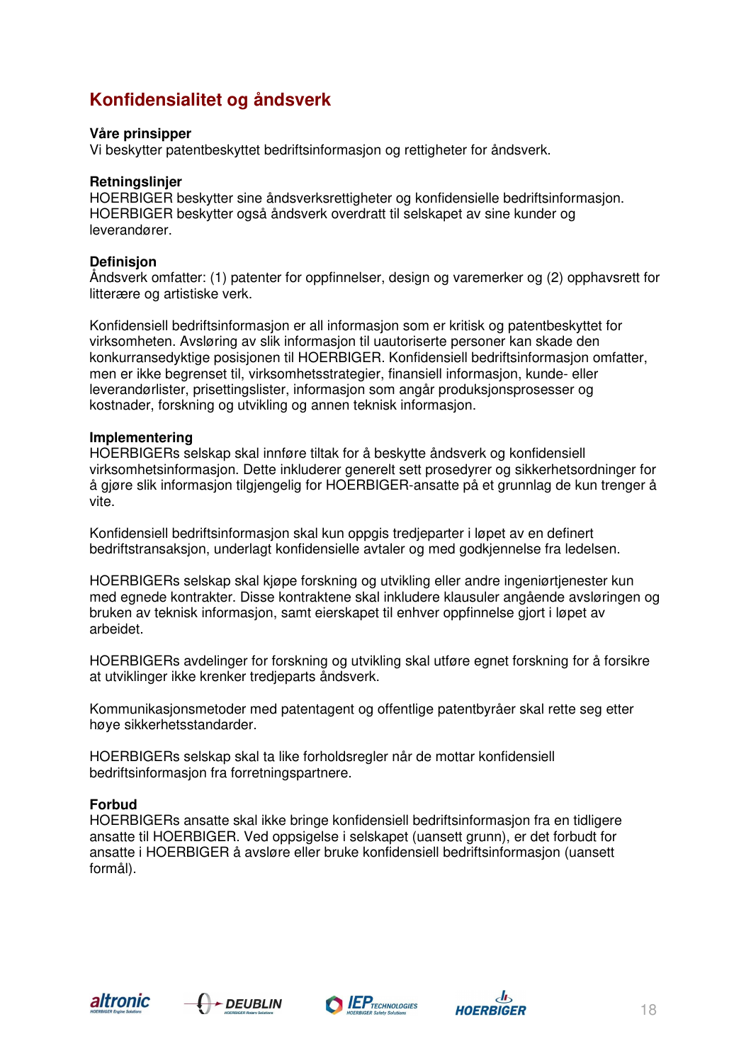## Konfidensialitet og åndsverk

**Våre prinsipper**
Vi beskytter patentbeskyttet bedriftsinformasjon og rettigheter for åndsverk.

**Retningslinjer**
HOERBIGER beskytter sine åndsverksrettigheter og konfidensielle bedriftsinformasjon. HOERBIGER beskytter også åndsverk overdratt til selskapet av sine kunder og leverandører.

**Definisjon**
Åndsverk omfatter: (1) patenter for oppfinnelser, design og varemerker og (2) opphavsrett for litterære og artistiske verk.

Konfidensiell bedriftsinformasjon er all informasjon som er kritisk og patentbeskyttet for virksomheten. Avsløring av slik informasjon til uautoriserte personer kan skade den konkurransedyktige posisjonen til HOERBIGER. Konfidensiell bedriftsinformasjon omfatter, men er ikke begrenset til, virksomhetsstrategier, finansiell informasjon, kunde- eller leverandørlister, prisettingslister, informasjon som angår produksjonsprosesser og kostnader, forskning og utvikling og annen teknisk informasjon.

**Implementering**
HOERBIGERs selskap skal innføre tiltak for å beskytte åndsverk og konfidensiell virksomhetsinformasjon. Dette inkluderer generelt sett prosedyrer og sikkerhetsordninger for å gjøre slik informasjon tilgjengelig for HOERBIGER-ansatte på et grunnlag de kun trenger å vite.

Konfidensiell bedriftsinformasjon skal kun oppgis tredjeparter i løpet av en definert bedriftstransaksjon, underlagt konfidensielle avtaler og med godkjennelse fra ledelsen.

HOERBIGERs selskap skal kjøpe forskning og utvikling eller andre ingeniørtjenester kun med egnede kontrakter. Disse kontraktene skal inkludere klausuler angående avsløringen og bruken av teknisk informasjon, samt eierskapet til enhver oppfinnelse gjort i løpet av arbeidet.

HOERBIGERs avdelinger for forskning og utvikling skal utføre egnet forskning for å forsikre at utviklinger ikke krenker tredjeparts åndsverk.

Kommunikasjonsmetoder med patentagent og offentlige patentbyråer skal rette seg etter høye sikkerhetsstandarder.

HOERBIGERs selskap skal ta like forholdsregler når de mottar konfidensiell bedriftsinformasjon fra forretningspartnere.

**Forbud**
HOERBIGERs ansatte skal ikke bringe konfidensiell bedriftsinformasjon fra en tidligere ansatte til HOERBIGER. Ved oppsigelse i selskapet (uansett grunn), er det forbudt for ansatte i HOERBIGER å avsløre eller bruke konfidensiell bedriftsinformasjon (uansett formål).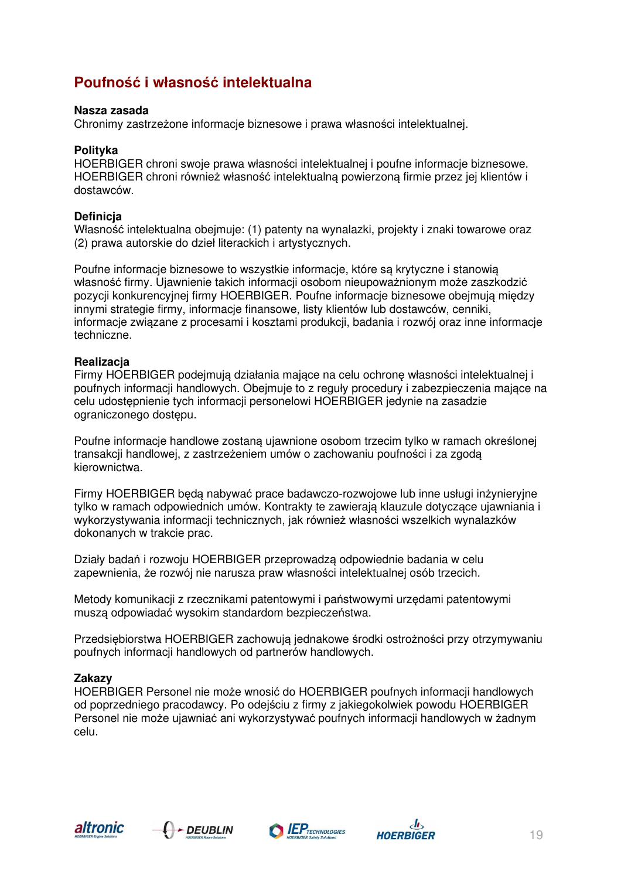## Poufność i własność intelektualna

**Nasza zasada**
Chronimy zastrzeżone informacje biznesowe i prawa własności intelektualnej.

**Polityka**
HOERBIGER chroni swoje prawa własności intelektualnej i poufne informacje biznesowe. HOERBIGER chroni również własność intelektualną powierzoną firmie przez jej klientów i dostawców.

**Definicja**
Własność intelektualna obejmuje: (1) patenty na wynalazki, projekty i znaki towarowe oraz (2) prawa autorskie do dzieł literackich i artystycznych.

Poufne informacje biznesowe to wszystkie informacje, które są krytyczne i stanowią własność firmy. Ujawnienie takich informacji osobom nieupoważnionym może zaszkodzić pozycji konkurencyjnej firmy HOERBIGER. Poufne informacje biznesowe obejmują między innymi strategie firmy, informacje finansowe, listy klientów lub dostawców, cenniki, informacje związane z procesami i kosztami produkcji, badania i rozwój oraz inne informacje techniczne.

**Realizacja**
Firmy HOERBIGER podejmują działania mające na celu ochronę własności intelektualnej i poufnych informacji handlowych. Obejmuje to z reguły procedury i zabezpieczenia mające na celu udostępnienie tych informacji personelowi HOERBIGER jedynie na zasadzie ograniczonego dostępu.

Poufne informacje handlowe zostaną ujawnione osobom trzecim tylko w ramach określonej transakcji handlowej, z zastrzeżeniem umów o zachowaniu poufności i za zgodą kierownictwa.

Firmy HOERBIGER będą nabywać prace badawczo-rozwojowe lub inne usługi inżynieryjne tylko w ramach odpowiednich umów. Kontrakty te zawierają klauzule dotyczące ujawniania i wykorzystywania informacji technicznych, jak również własności wszelkich wynalazków dokonanych w trakcie prac.

Działy badań i rozwoju HOERBIGER przeprowadzą odpowiednie badania w celu zapewnienia, że rozwój nie narusza praw własności intelektualnej osób trzecich.

Metody komunikacji z rzecznikami patentowymi i państwowymi urzędami patentowymi muszą odpowiadać wysokim standardom bezpieczeństwa.

Przedsiębiorstwa HOERBIGER zachowują jednakowe środki ostrożności przy otrzymywaniu poufnych informacji handlowych od partnerów handlowych.

**Zakazy**
HOERBIGER Personel nie może wnosić do HOERBIGER poufnych informacji handlowych od poprzedniego pracodawcy. Po odejściu z firmy z jakiegokolwiek powodu HOERBIGER Personel nie może ujawniać ani wykorzystywać poufnych informacji handlowych w żadnym celu.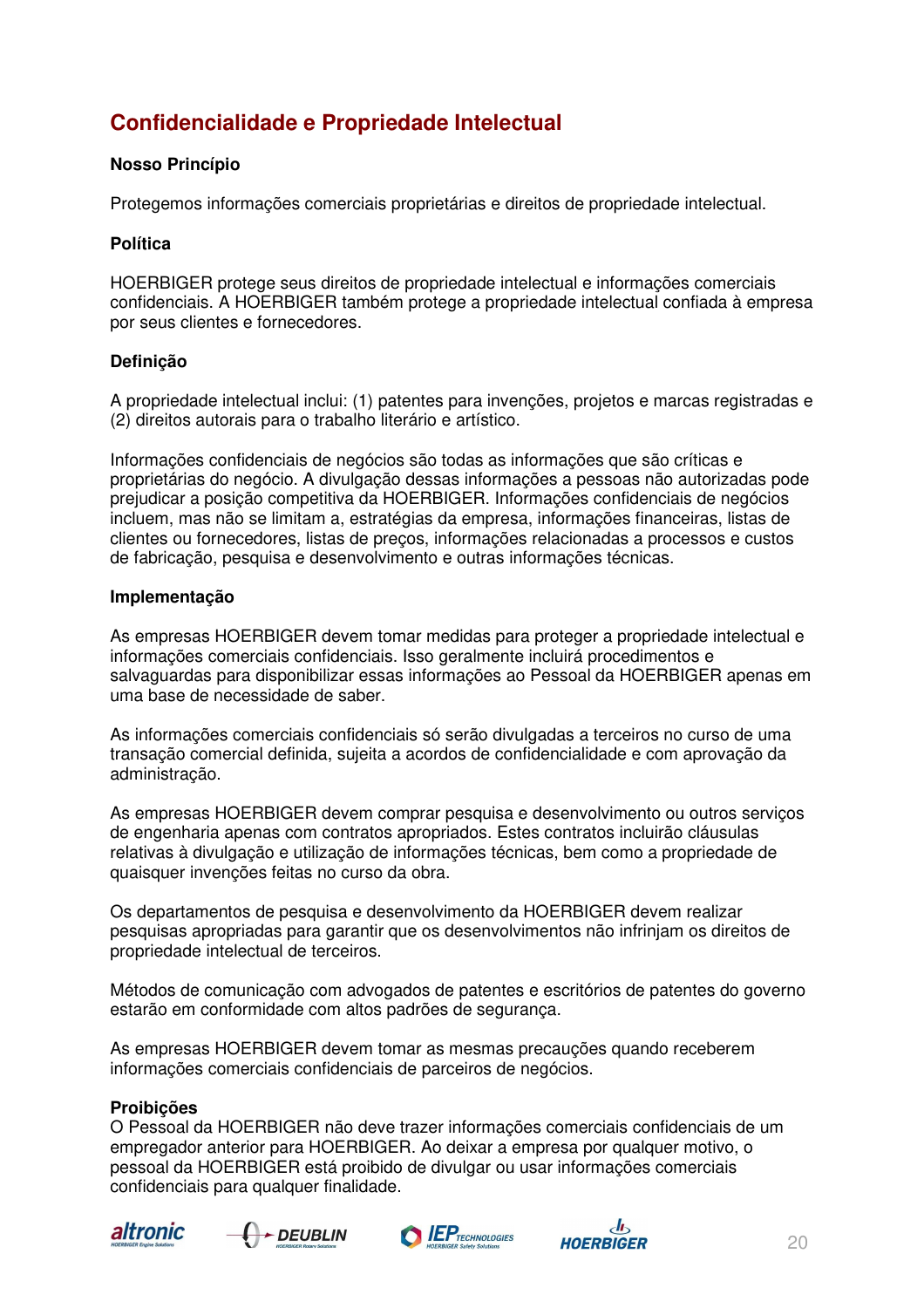## Confidencialidade e Propriedade Intelectual

**Nosso Princípio**

Protegemos informações comerciais proprietárias e direitos de propriedade intelectual.

**Política**

HOERBIGER protege seus direitos de propriedade intelectual e informações comerciais confidenciais. A HOERBIGER também protege a propriedade intelectual confiada à empresa por seus clientes e fornecedores.

**Definição**

A propriedade intelectual inclui: (1) patentes para invenções, projetos e marcas registradas e (2) direitos autorais para o trabalho literário e artístico.

Informações confidenciais de negócios são todas as informações que são críticas e proprietárias do negócio. A divulgação dessas informações a pessoas não autorizadas pode prejudicar a posição competitiva da HOERBIGER. Informações confidenciais de negócios incluem, mas não se limitam a, estratégias da empresa, informações financeiras, listas de clientes ou fornecedores, listas de preços, informações relacionadas a processos e custos de fabricação, pesquisa e desenvolvimento e outras informações técnicas.

**Implementação**

As empresas HOERBIGER devem tomar medidas para proteger a propriedade intelectual e informações comerciais confidenciais. Isso geralmente incluirá procedimentos e salvaguardas para disponibilizar essas informações ao Pessoal da HOERBIGER apenas em uma base de necessidade de saber.

As informações comerciais confidenciais só serão divulgadas a terceiros no curso de uma transação comercial definida, sujeita a acordos de confidencialidade e com aprovação da administração.

As empresas HOERBIGER devem comprar pesquisa e desenvolvimento ou outros serviços de engenharia apenas com contratos apropriados. Estes contratos incluirão cláusulas relativas à divulgação e utilização de informações técnicas, bem como a propriedade de quaisquer invenções feitas no curso da obra.

Os departamentos de pesquisa e desenvolvimento da HOERBIGER devem realizar pesquisas apropriadas para garantir que os desenvolvimentos não infrinjam os direitos de propriedade intelectual de terceiros.

Métodos de comunicação com advogados de patentes e escritórios de patentes do governo estarão em conformidade com altos padrões de segurança.

As empresas HOERBIGER devem tomar as mesmas precauções quando receberem informações comerciais confidenciais de parceiros de negócios.

**Proibições**

O Pessoal da HOERBIGER não deve trazer informações comerciais confidenciais de um empregador anterior para HOERBIGER. Ao deixar a empresa por qualquer motivo, o pessoal da HOERBIGER está proibido de divulgar ou usar informações comerciais confidenciais para qualquer finalidade.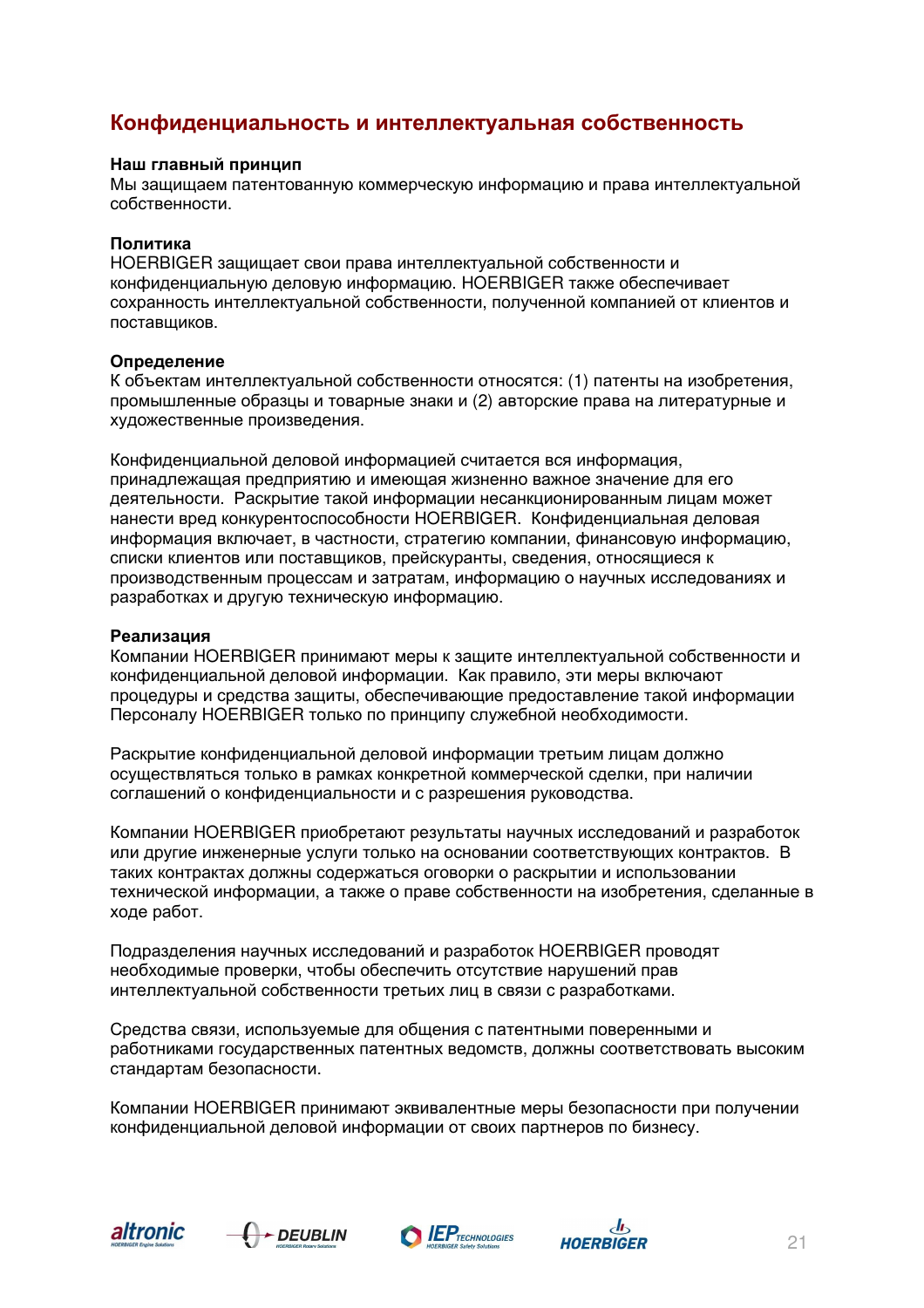## Конфиденциальность и интеллектуальная собственность

**Наш главный принцип**
Мы защищаем патентованную коммерческую информацию и права интеллектуальной собственности.

**Политика**
HOERBIGER защищает свои права интеллектуальной собственности и конфиденциальную деловую информацию. HOERBIGER также обеспечивает сохранность интеллектуальной собственности, полученной компанией от клиентов и поставщиков.

**Определение**
К объектам интеллектуальной собственности относятся: (1) патенты на изобретения, промышленные образцы и товарные знаки и (2) авторские права на литературные и художественные произведения.

Конфиденциальной деловой информацией считается вся информация, принадлежащая предприятию и имеющая жизненно важное значение для его деятельности. Раскрытие такой информации несанкционированным лицам может нанести вред конкурентоспособности HOERBIGER. Конфиденциальная деловая информация включает, в частности, стратегию компании, финансовую информацию, списки клиентов или поставщиков, прейскуранты, сведения, относящиеся к производственным процессам и затратам, информацию о научных исследованиях и разработках и другую техническую информацию.

**Реализация**
Компании HOERBIGER принимают меры к защите интеллектуальной собственности и конфиденциальной деловой информации. Как правило, эти меры включают процедуры и средства защиты, обеспечивающие предоставление такой информации Персоналу HOERBIGER только по принципу служебной необходимости.

Раскрытие конфиденциальной деловой информации третьим лицам должно осуществляться только в рамках конкретной коммерческой сделки, при наличии соглашений о конфиденциальности и с разрешения руководства.

Компании HOERBIGER приобретают результаты научных исследований и разработок или другие инженерные услуги только на основании соответствующих контрактов. В таких контрактах должны содержаться оговорки о раскрытии и использовании технической информации, а также о праве собственности на изобретения, сделанные в ходе работ.

Подразделения научных исследований и разработок HOERBIGER проводят необходимые проверки, чтобы обеспечить отсутствие нарушений прав интеллектуальной собственности третьих лиц в связи с разработками.

Средства связи, используемые для общения с патентными поверенными и работниками государственных патентных ведомств, должны соответствовать высоким стандартам безопасности.

Компании HOERBIGER принимают эквивалентные меры безопасности при получении конфиденциальной деловой информации от своих партнеров по бизнесу.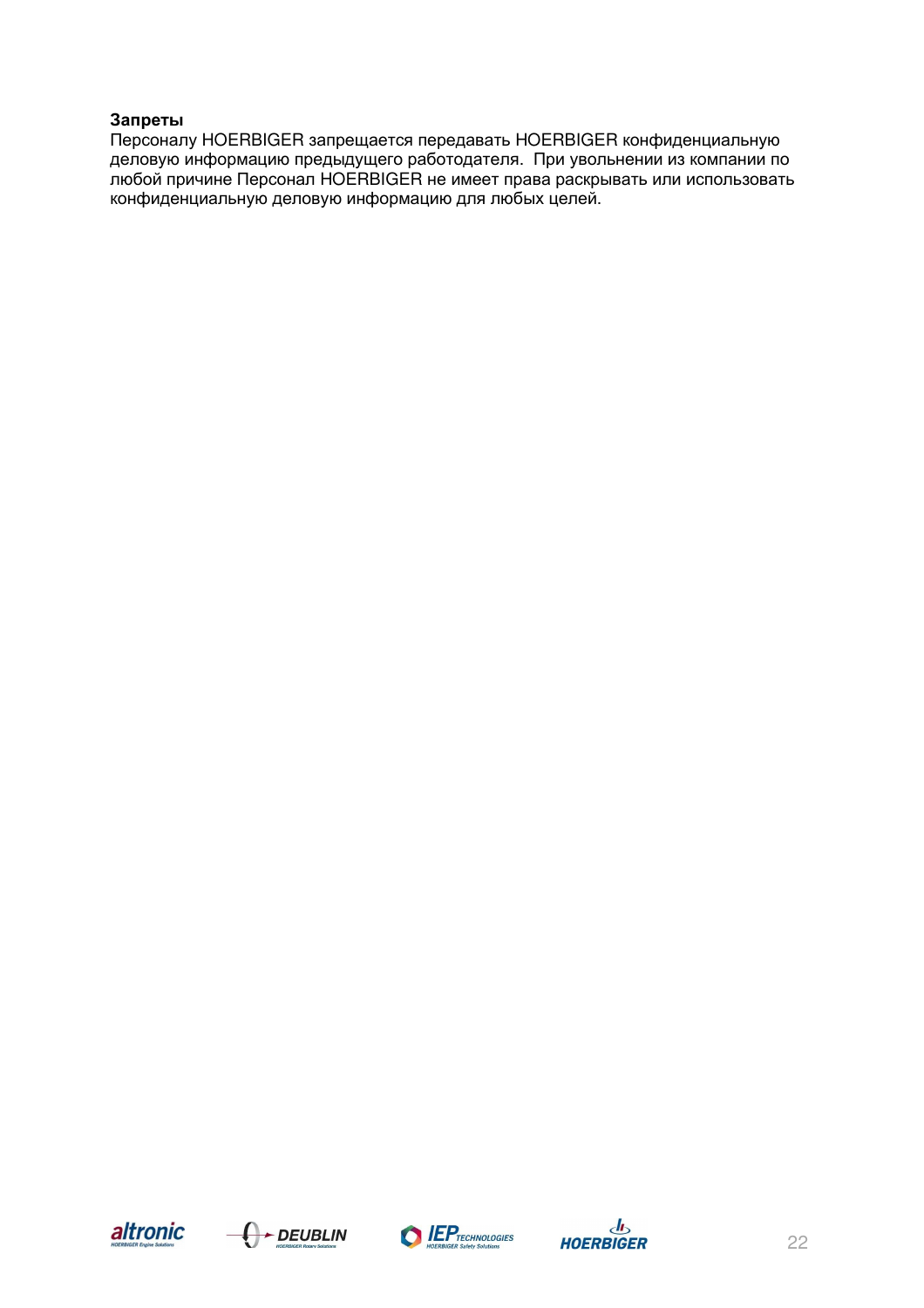**Запреты**

Персоналу HOERBIGER запрещается передавать HOERBIGER конфиденциальную деловую информацию предыдущего работодателя. При увольнении из компании по любой причине Персонал HOERBIGER не имеет права раскрывать или использовать конфиденциальную деловую информацию для любых целей.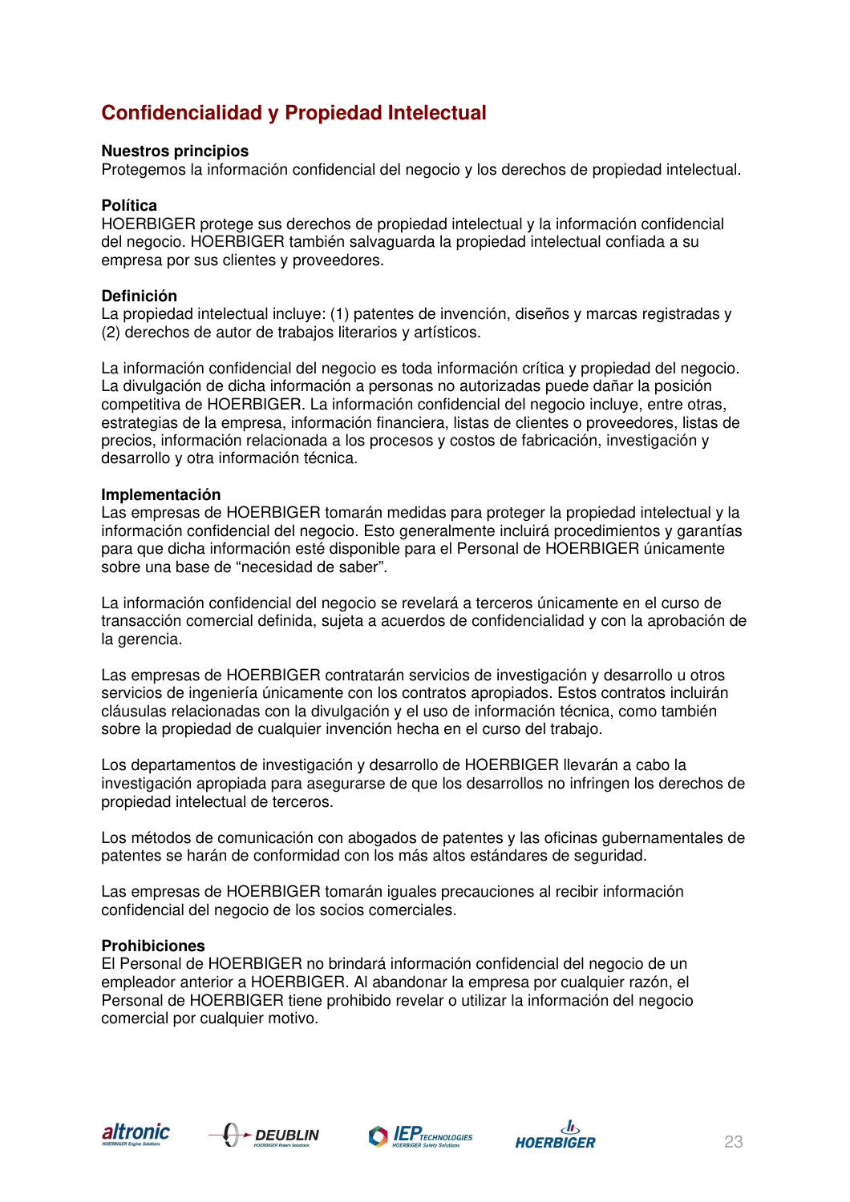## Confidencialidad y Propiedad Intelectual

**Nuestros principios**
Protegemos la información confidencial del negocio y los derechos de propiedad intelectual.

**Política**
HOERBIGER protege sus derechos de propiedad intelectual y la información confidencial del negocio. HOERBIGER también salvaguarda la propiedad intelectual confiada a su empresa por sus clientes y proveedores.

**Definición**
La propiedad intelectual incluye: (1) patentes de invención, diseños y marcas registradas y (2) derechos de autor de trabajos literarios y artísticos.

La información confidencial del negocio es toda información crítica y propiedad del negocio. La divulgación de dicha información a personas no autorizadas puede dañar la posición competitiva de HOERBIGER. La información confidencial del negocio incluye, entre otras, estrategias de la empresa, información financiera, listas de clientes o proveedores, listas de precios, información relacionada a los procesos y costos de fabricación, investigación y desarrollo y otra información técnica.

**Implementación**
Las empresas de HOERBIGER tomarán medidas para proteger la propiedad intelectual y la información confidencial del negocio. Esto generalmente incluirá procedimientos y garantías para que dicha información esté disponible para el Personal de HOERBIGER únicamente sobre una base de "necesidad de saber".

La información confidencial del negocio se revelará a terceros únicamente en el curso de transacción comercial definida, sujeta a acuerdos de confidencialidad y con la aprobación de la gerencia.

Las empresas de HOERBIGER contratarán servicios de investigación y desarrollo u otros servicios de ingeniería únicamente con los contratos apropiados. Estos contratos incluirán cláusulas relacionadas con la divulgación y el uso de información técnica, como también sobre la propiedad de cualquier invención hecha en el curso del trabajo.

Los departamentos de investigación y desarrollo de HOERBIGER llevarán a cabo la investigación apropiada para asegurarse de que los desarrollos no infringen los derechos de propiedad intelectual de terceros.

Los métodos de comunicación con abogados de patentes y las oficinas gubernamentales de patentes se harán de conformidad con los más altos estándares de seguridad.

Las empresas de HOERBIGER tomarán iguales precauciones al recibir información confidencial del negocio de los socios comerciales.

**Prohibiciones**
El Personal de HOERBIGER no brindará información confidencial del negocio de un empleador anterior a HOERBIGER. Al abandonar la empresa por cualquier razón, el Personal de HOERBIGER tiene prohibido revelar o utilizar la información del negocio comercial por cualquier motivo.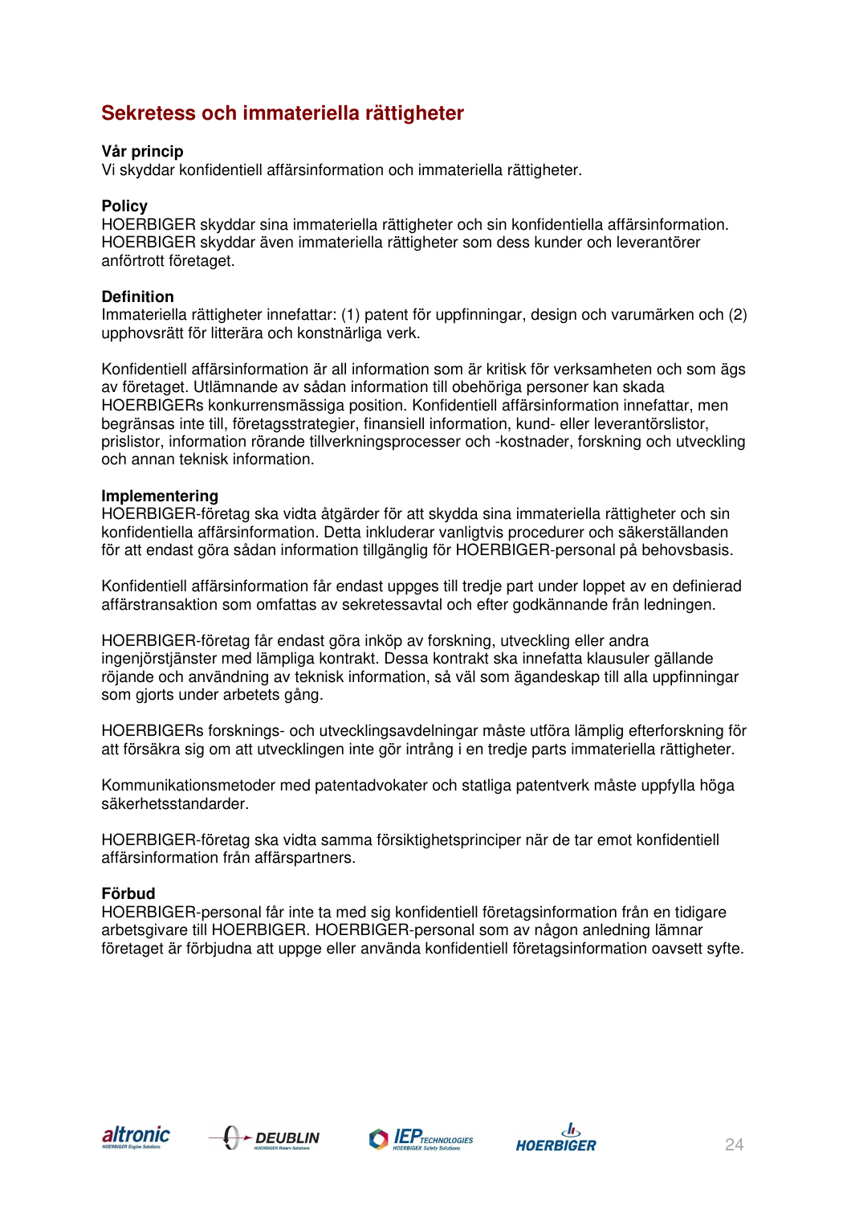## Sekretess och immateriella rättigheter

**Vår princip**
Vi skyddar konfidentiell affärsinformation och immateriella rättigheter.

**Policy**
HOERBIGER skyddar sina immateriella rättigheter och sin konfidentiella affärsinformation. HOERBIGER skyddar även immateriella rättigheter som dess kunder och leverantörer anförtrott företaget.

**Definition**
Immateriella rättigheter innefattar: (1) patent för uppfinningar, design och varumärken och (2) upphovsrätt för litterära och konstnärliga verk.

Konfidentiell affärsinformation är all information som är kritisk för verksamheten och som ägs av företaget. Utlämnande av sådan information till obehöriga personer kan skada HOERBIGERs konkurrensmässiga position. Konfidentiell affärsinformation innefattar, men begränsas inte till, företagsstrategier, finansiell information, kund- eller leverantörslistor, prislistor, information rörande tillverkningsprocesser och -kostnader, forskning och utveckling och annan teknisk information.

**Implementering**
HOERBIGER-företag ska vidta åtgärder för att skydda sina immateriella rättigheter och sin konfidentiella affärsinformation. Detta inkluderar vanligtvis procedurer och säkerställanden för att endast göra sådan information tillgänglig för HOERBIGER-personal på behovsbasis.

Konfidentiell affärsinformation får endast uppges till tredje part under loppet av en definierad affärstransaktion som omfattas av sekretessavtal och efter godkännande från ledningen.

HOERBIGER-företag får endast göra inköp av forskning, utveckling eller andra ingenjörstjänster med lämpliga kontrakt. Dessa kontrakt ska innefatta klausuler gällande röjande och användning av teknisk information, så väl som ägandeskap till alla uppfinningar som gjorts under arbetets gång.

HOERBIGERs forsknings- och utvecklingsavdelningar måste utföra lämplig efterforskning för att försäkra sig om att utvecklingen inte gör intrång i en tredje parts immateriella rättigheter.

Kommunikationsmetoder med patentadvokater och statliga patentverk måste uppfylla höga säkerhetsstandarder.

HOERBIGER-företag ska vidta samma försiktighetsprinciper när de tar emot konfidentiell affärsinformation från affärspartners.

**Förbud**
HOERBIGER-personal får inte ta med sig konfidentiell företagsinformation från en tidigare arbetsgivare till HOERBIGER. HOERBIGER-personal som av någon anledning lämnar företaget är förbjudna att uppge eller använda konfidentiell företagsinformation oavsett syfte.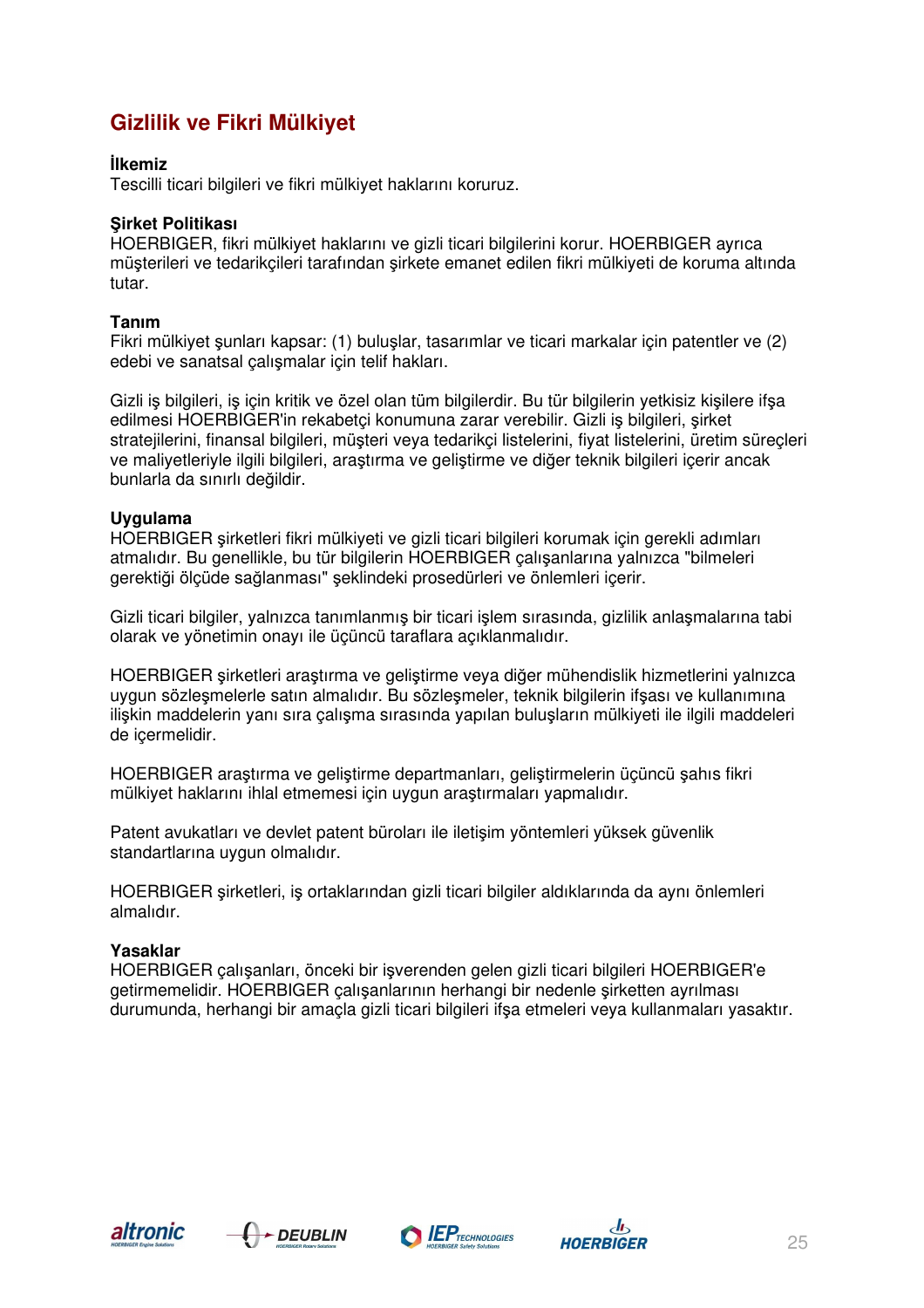## Gizlilik ve Fikri Mülkiyet

**İlkemiz**
Tescilli ticari bilgileri ve fikri mülkiyet haklarını koruruz.

**Şirket Politikası**
HOERBIGER, fikri mülkiyet haklarını ve gizli ticari bilgilerini korur. HOERBIGER ayrıca müşterileri ve tedarikçileri tarafından şirkete emanet edilen fikri mülkiyeti de koruma altında tutar.

**Tanım**
Fikri mülkiyet şunları kapsar: (1) buluşlar, tasarımlar ve ticari markalar için patentler ve (2) edebi ve sanatsal çalışmalar için telif hakları.

Gizli iş bilgileri, iş için kritik ve özel olan tüm bilgilerdir. Bu tür bilgilerin yetkisiz kişilere ifşa edilmesi HOERBIGER'in rekabetçi konumuna zarar verebilir. Gizli iş bilgileri, şirket stratejilerini, finansal bilgileri, müşteri veya tedarikçi listelerini, fiyat listelerini, üretim süreçleri ve maliyetleriyle ilgili bilgileri, araştırma ve geliştirme ve diğer teknik bilgileri içerir ancak bunlarla da sınırlı değildir.

**Uygulama**
HOERBIGER şirketleri fikri mülkiyeti ve gizli ticari bilgileri korumak için gerekli adımları atmalıdır. Bu genellikle, bu tür bilgilerin HOERBIGER çalışanlarına yalnızca "bilmeleri gerektiği ölçüde sağlanması" şeklindeki prosedürleri ve önlemleri içerir.

Gizli ticari bilgiler, yalnızca tanımlanmış bir ticari işlem sırasında, gizlilik anlaşmalarına tabi olarak ve yönetimin onayı ile üçüncü taraflara açıklanmalıdır.

HOERBIGER şirketleri araştırma ve geliştirme veya diğer mühendislik hizmetlerini yalnızca uygun sözleşmelerle satın almalıdır. Bu sözleşmeler, teknik bilgilerin ifşası ve kullanımına ilişkin maddelerin yanı sıra çalışma sırasında yapılan buluşların mülkiyeti ile ilgili maddeleri de içermelidir.

HOERBIGER araştırma ve geliştirme departmanları, geliştirmelerin üçüncü şahıs fikri mülkiyet haklarını ihlal etmemesi için uygun araştırmaları yapmalıdır.

Patent avukatları ve devlet patent büroları ile iletişim yöntemleri yüksek güvenlik standartlarına uygun olmalıdır.

HOERBIGER şirketleri, iş ortaklarından gizli ticari bilgiler aldıklarında da aynı önlemleri almalıdır.

**Yasaklar**
HOERBIGER çalışanları, önceki bir işverenden gelen gizli ticari bilgileri HOERBIGER'e getirmemelidir. HOERBIGER çalışanlarının herhangi bir nedenle şirketten ayrılması durumunda, herhangi bir amaçla gizli ticari bilgileri ifşa etmeleri veya kullanmaları yasaktır.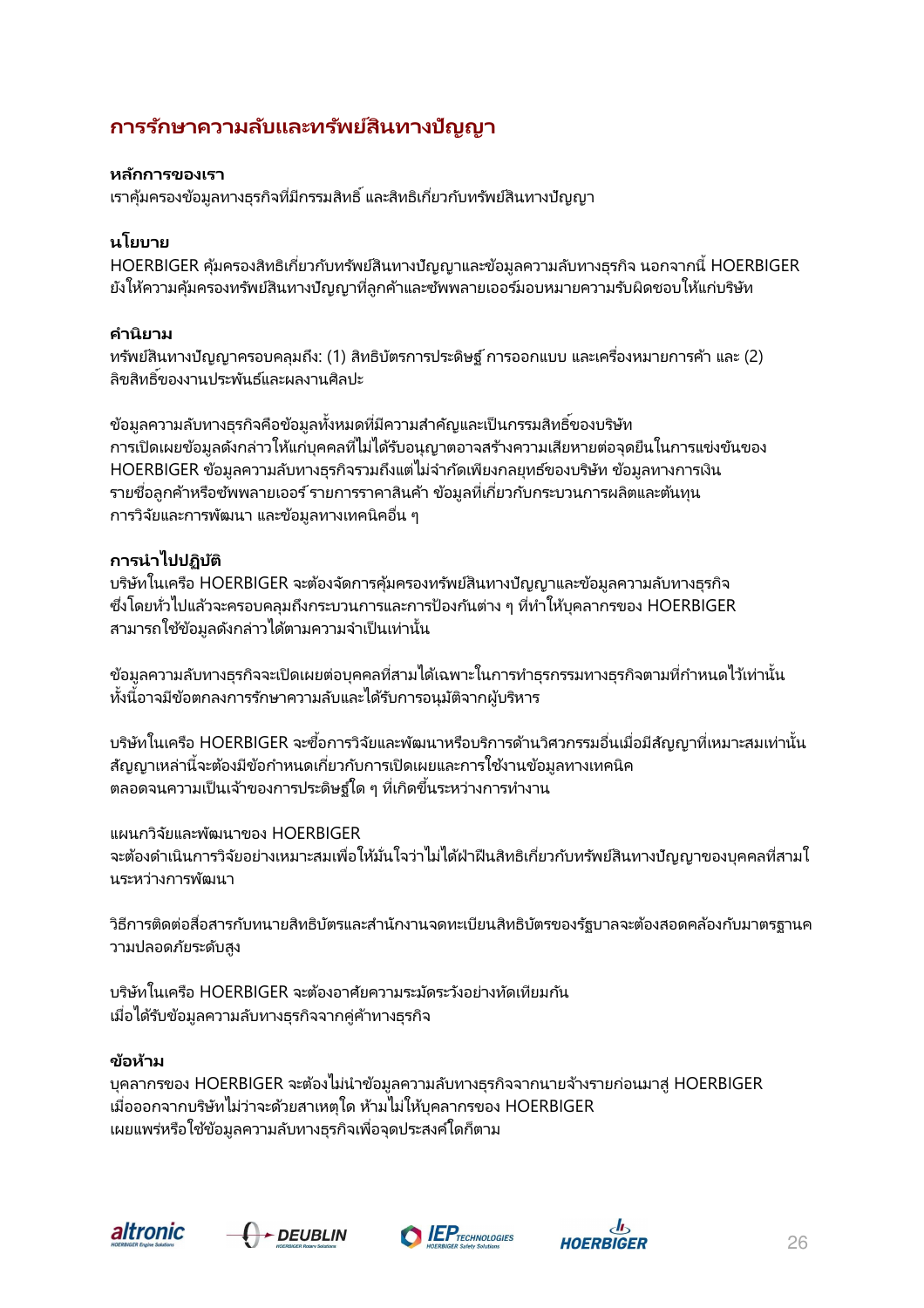## การรักษาความลับและทรัพย์สินทางปัญญา

**หลักการของเรา**
เราคุ้มครองข้อมูลทางธุรกิจที่มีกรรมสิทธิ์ และสิทธิเกี่ยวกับทรัพย์สินทางปัญญา

**นโยบาย**
HOERBIGER คุ้มครองสิทธิเกี่ยวกับทรัพย์สินทางปัญญาและข้อมูลความลับทางธุรกิจ นอกจากนี้ HOERBIGER ยังให้ความคุ้มครองทรัพย์สินทางปัญญาที่ลูกค้าและซัพพลายเออร์มอบหมายความรับผิดชอบให้แก่บริษัท

**คำนิยาม**
ทรัพย์สินทางปัญญาครอบคลุมถึง: (1) สิทธิบัตรการประดิษฐ์ การออกแบบ และเครื่องหมายการค้า และ (2) ลิขสิทธิ์ของงานประพันธ์และผลงานศิลปะ

ข้อมูลความลับทางธุรกิจคือข้อมูลทั้งหมดที่มีความสำคัญและเป็นกรรมสิทธิ์ของบริษัท การเปิดเผยข้อมูลดังกล่าวให้แก่บุคคลที่ไม่ได้รับอนุญาตอาจสร้างความเสียหายต่อจุดยืนในการแข่งขันของ HOERBIGER ข้อมูลความลับทางธุรกิจรวมถึงแต่ไม่จำกัดเพียงกลยุทธ์ของบริษัท ข้อมูลทางการเงิน รายชื่อลูกค้าหรือซัพพลายเออร์ รายการราคาสินค้า ข้อมูลที่เกี่ยวกับกระบวนการผลิตและต้นทุน การวิจัยและการพัฒนา และข้อมูลทางเทคนิคอื่น ๆ

**การนำไปปฏิบัติ**
บริษัทในเครือ HOERBIGER จะต้องจัดการคุ้มครองทรัพย์สินทางปัญญาและข้อมูลความลับทางธุรกิจ ซึ่งโดยทั่วไปแล้วจะครอบคลุมถึงกระบวนการและการป้องกันต่าง ๆ ที่ทำให้บุคลากรของ HOERBIGER สามารถใช้ข้อมูลดังกล่าวได้ตามความจำเป็นเท่านั้น

ข้อมูลความลับทางธุรกิจจะเปิดเผยต่อบุคคลที่สามได้เฉพาะในการทำธุรกรรมทางธุรกิจตามที่กำหนดไว้เท่านั้น ทั้งนี้อาจมีข้อตกลงการรักษาความลับและได้รับการอนุมัติจากผู้บริหาร

บริษัทในเครือ HOERBIGER จะซื้อการวิจัยและพัฒนาหรือบริการด้านวิศวกรรมอื่นเมื่อมีสัญญาที่เหมาะสมเท่านั้น สัญญาเหล่านี้จะต้องมีข้อกำหนดเกี่ยวกับการเปิดเผยและการใช้งานข้อมูลทางเทคนิค ตลอดจนความเป็นเจ้าของการประดิษฐ์ใด ๆ ที่เกิดขึ้นระหว่างการทำงาน

แผนกวิจัยและพัฒนาของ HOERBIGER จะต้องดำเนินการวิจัยอย่างเหมาะสมเพื่อให้มั่นใจว่าไม่ได้ฝ่าฝืนสิทธิเกี่ยวกับทรัพย์สินทางปัญญาของบุคคลที่สามในระหว่างการพัฒนา

วิธีการติดต่อสื่อสารกับทนายสิทธิบัตรและสำนักงานจดทะเบียนสิทธิบัตรของรัฐบาลจะต้องสอดคล้องกับมาตรฐานความปลอดภัยระดับสูง

บริษัทในเครือ HOERBIGER จะต้องอาศัยความระมัดระวังอย่างทัดเทียมกัน เมื่อได้รับข้อมูลความลับทางธุรกิจจากคู่ค้าทางธุรกิจ

**ข้อห้าม**
บุคลากรของ HOERBIGER จะต้องไม่นำข้อมูลความลับทางธุรกิจจากนายจ้างรายก่อนมาสู่ HOERBIGER เมื่อออกจากบริษัทไม่ว่าจะด้วยสาเหตุใด ห้ามไม่ให้บุคลากรของ HOERBIGER เผยแพร่หรือใช้ข้อมูลความลับทางธุรกิจเพื่อจุดประสงค์ใดก็ตาม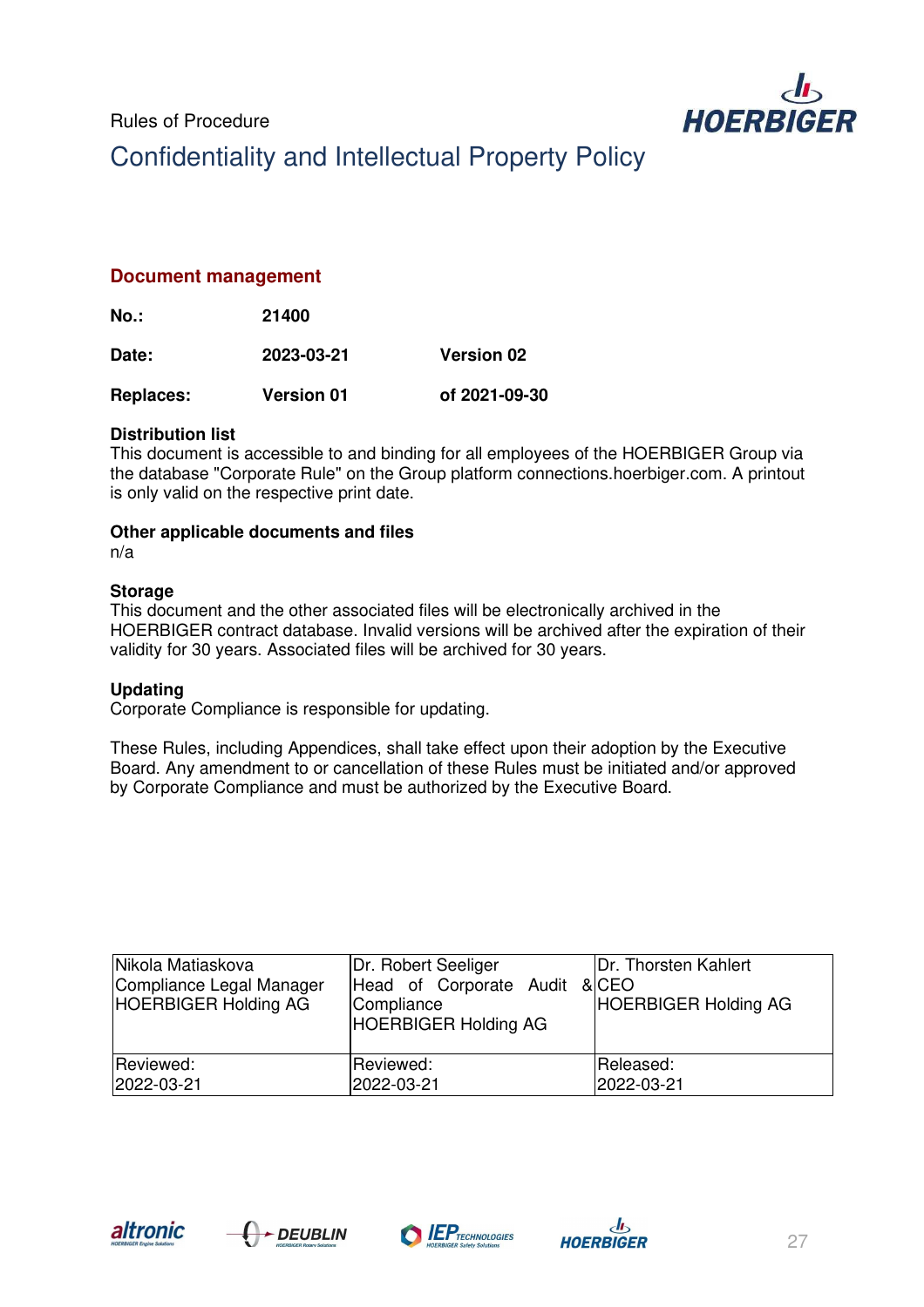Rules of Procedure

# Confidentiality and Intellectual Property Policy

## Document management

| | | |
|---|---|---|
| **No.:** | **21400** | |
| **Date:** | **2023-03-21** | **Version 02** |
| **Replaces:** | **Version 01** | **of 2021-09-30** |

**Distribution list**
This document is accessible to and binding for all employees of the HOERBIGER Group via the database "Corporate Rule" on the Group platform connections.hoerbiger.com. A printout is only valid on the respective print date.

**Other applicable documents and files**
n/a

**Storage**
This document and the other associated files will be electronically archived in the HOERBIGER contract database. Invalid versions will be archived after the expiration of their validity for 30 years. Associated files will be archived for 30 years.

**Updating**
Corporate Compliance is responsible for updating.

These Rules, including Appendices, shall take effect upon their adoption by the Executive Board. Any amendment to or cancellation of these Rules must be initiated and/or approved by Corporate Compliance and must be authorized by the Executive Board.

| | | |
|---|---|---|
| Nikola Matiaskova<br>Compliance Legal Manager<br>HOERBIGER Holding AG | Dr. Robert Seeliger<br>Head of Corporate Audit & Compliance<br>HOERBIGER Holding AG | Dr. Thorsten Kahlert<br>CEO<br>HOERBIGER Holding AG |
| Reviewed:<br>2022-03-21 | Reviewed:<br>2022-03-21 | Released:<br>2022-03-21 |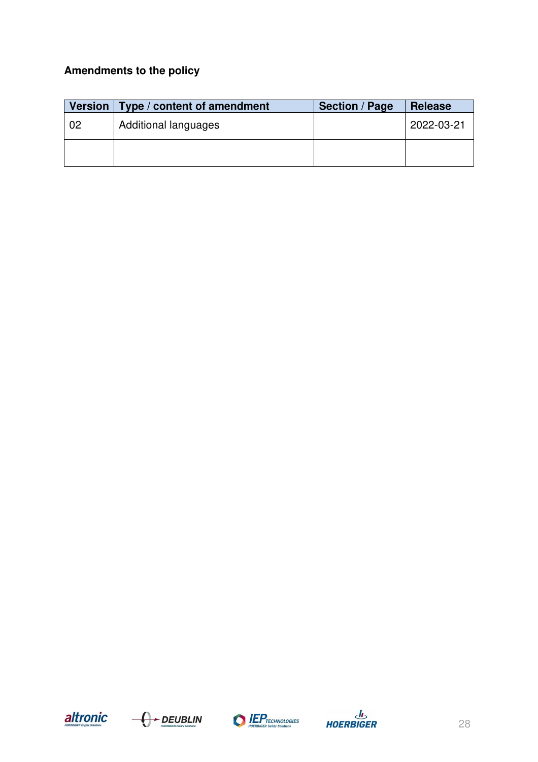**Amendments to the policy**

| Version | Type / content of amendment | Section / Page | Release |
|---|---|---|---|
| 02 | Additional languages | | 2022-03-21 |
| | | | |